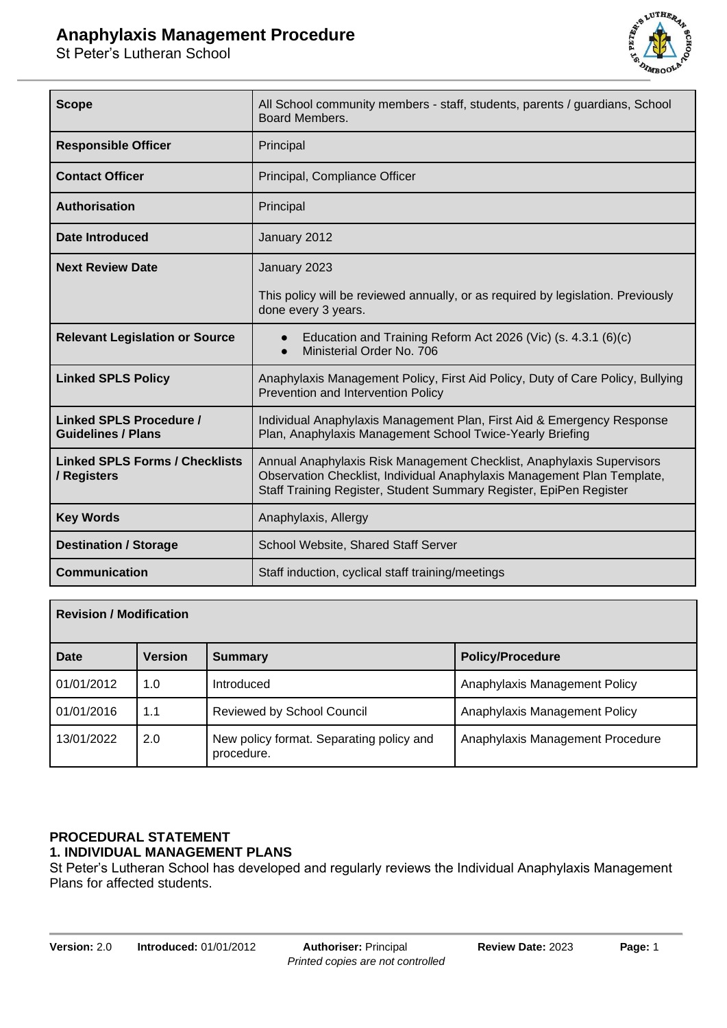# Anaphylaxis Management Procedure

St Peter's Lutheran School

| **Scope** | All School community members - staff, students, parents / guardians, School Board Members. |
|---|---|
| **Responsible Officer** | Principal |
| **Contact Officer** | Principal, Compliance Officer |
| **Authorisation** | Principal |
| **Date Introduced** | January 2012 |
| **Next Review Date** | January 2023<br><br>This policy will be reviewed annually, or as required by legislation. Previously done every 3 years. |
| **Relevant Legislation or Source** | • Education and Training Reform Act 2026 (Vic) (s. 4.3.1 (6)(c)<br>• Ministerial Order No. 706 |
| **Linked SPLS Policy** | Anaphylaxis Management Policy, First Aid Policy, Duty of Care Policy, Bullying Prevention and Intervention Policy |
| **Linked SPLS Procedure / Guidelines / Plans** | Individual Anaphylaxis Management Plan, First Aid & Emergency Response Plan, Anaphylaxis Management School Twice-Yearly Briefing |
| **Linked SPLS Forms / Checklists / Registers** | Annual Anaphylaxis Risk Management Checklist, Anaphylaxis Supervisors Observation Checklist, Individual Anaphylaxis Management Plan Template, Staff Training Register, Student Summary Register, EpiPen Register |
| **Key Words** | Anaphylaxis, Allergy |
| **Destination / Storage** | School Website, Shared Staff Server |
| **Communication** | Staff induction, cyclical staff training/meetings |

| **Revision / Modification** | | | |
|---|---|---|---|
| **Date** | **Version** | **Summary** | **Policy/Procedure** |
| 01/01/2012 | 1.0 | Introduced | Anaphylaxis Management Policy |
| 01/01/2016 | 1.1 | Reviewed by School Council | Anaphylaxis Management Policy |
| 13/01/2022 | 2.0 | New policy format. Separating policy and procedure. | Anaphylaxis Management Procedure |

## PROCEDURAL STATEMENT

### 1. INDIVIDUAL MANAGEMENT PLANS

St Peter's Lutheran School has developed and regularly reviews the Individual Anaphylaxis Management Plans for affected students.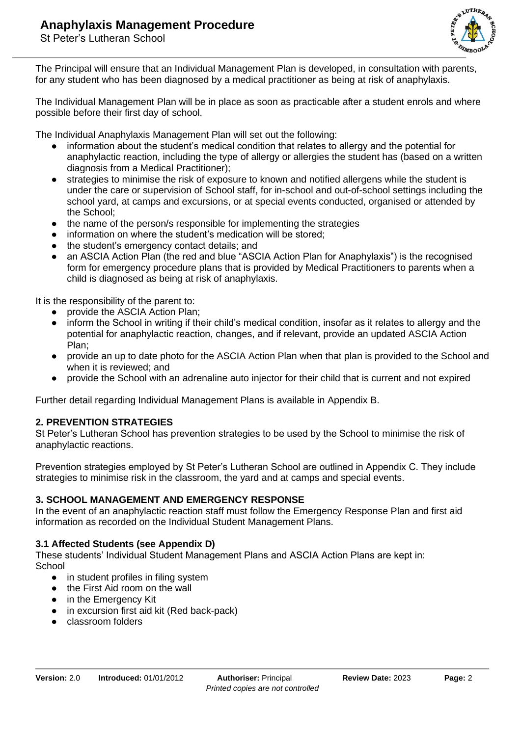The Principal will ensure that an Individual Management Plan is developed, in consultation with parents, for any student who has been diagnosed by a medical practitioner as being at risk of anaphylaxis.

The Individual Management Plan will be in place as soon as practicable after a student enrols and where possible before their first day of school.

The Individual Anaphylaxis Management Plan will set out the following:

- information about the student's medical condition that relates to allergy and the potential for anaphylactic reaction, including the type of allergy or allergies the student has (based on a written diagnosis from a Medical Practitioner);
- strategies to minimise the risk of exposure to known and notified allergens while the student is under the care or supervision of School staff, for in-school and out-of-school settings including the school yard, at camps and excursions, or at special events conducted, organised or attended by the School;
- the name of the person/s responsible for implementing the strategies
- information on where the student's medication will be stored;
- the student's emergency contact details; and
- an ASCIA Action Plan (the red and blue "ASCIA Action Plan for Anaphylaxis") is the recognised form for emergency procedure plans that is provided by Medical Practitioners to parents when a child is diagnosed as being at risk of anaphylaxis.

It is the responsibility of the parent to:

- provide the ASCIA Action Plan;
- inform the School in writing if their child's medical condition, insofar as it relates to allergy and the potential for anaphylactic reaction, changes, and if relevant, provide an updated ASCIA Action Plan;
- provide an up to date photo for the ASCIA Action Plan when that plan is provided to the School and when it is reviewed; and
- provide the School with an adrenaline auto injector for their child that is current and not expired

Further detail regarding Individual Management Plans is available in Appendix B.

## 2. PREVENTION STRATEGIES

St Peter's Lutheran School has prevention strategies to be used by the School to minimise the risk of anaphylactic reactions.

Prevention strategies employed by St Peter's Lutheran School are outlined in Appendix C. They include strategies to minimise risk in the classroom, the yard and at camps and special events.

## 3. SCHOOL MANAGEMENT AND EMERGENCY RESPONSE

In the event of an anaphylactic reaction staff must follow the Emergency Response Plan and first aid information as recorded on the Individual Student Management Plans.

### 3.1 Affected Students (see Appendix D)

These students' Individual Student Management Plans and ASCIA Action Plans are kept in:
School

- in student profiles in filing system
- the First Aid room on the wall
- in the Emergency Kit
- in excursion first aid kit (Red back-pack)
- classroom folders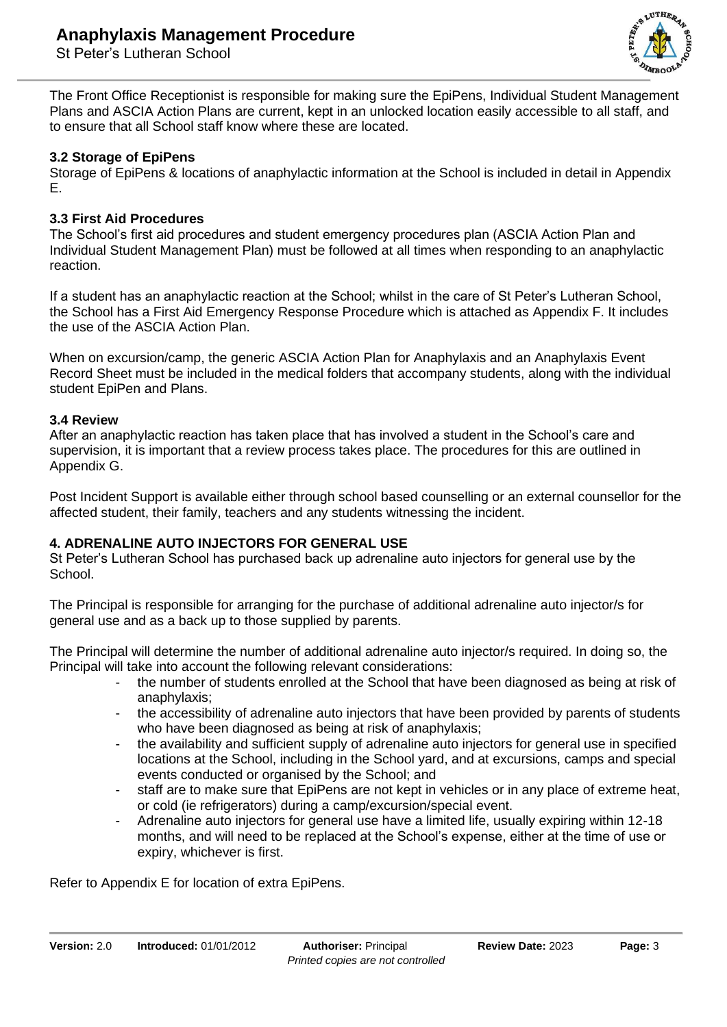The Front Office Receptionist is responsible for making sure the EpiPens, Individual Student Management Plans and ASCIA Action Plans are current, kept in an unlocked location easily accessible to all staff, and to ensure that all School staff know where these are located.

### 3.2 Storage of EpiPens

Storage of EpiPens & locations of anaphylactic information at the School is included in detail in Appendix E.

### 3.3 First Aid Procedures

The School's first aid procedures and student emergency procedures plan (ASCIA Action Plan and Individual Student Management Plan) must be followed at all times when responding to an anaphylactic reaction.

If a student has an anaphylactic reaction at the School; whilst in the care of St Peter's Lutheran School, the School has a First Aid Emergency Response Procedure which is attached as Appendix F. It includes the use of the ASCIA Action Plan.

When on excursion/camp, the generic ASCIA Action Plan for Anaphylaxis and an Anaphylaxis Event Record Sheet must be included in the medical folders that accompany students, along with the individual student EpiPen and Plans.

### 3.4 Review

After an anaphylactic reaction has taken place that has involved a student in the School's care and supervision, it is important that a review process takes place. The procedures for this are outlined in Appendix G.

Post Incident Support is available either through school based counselling or an external counsellor for the affected student, their family, teachers and any students witnessing the incident.

## 4. ADRENALINE AUTO INJECTORS FOR GENERAL USE

St Peter's Lutheran School has purchased back up adrenaline auto injectors for general use by the School.

The Principal is responsible for arranging for the purchase of additional adrenaline auto injector/s for general use and as a back up to those supplied by parents.

The Principal will determine the number of additional adrenaline auto injector/s required. In doing so, the Principal will take into account the following relevant considerations:

- the number of students enrolled at the School that have been diagnosed as being at risk of anaphylaxis;
- the accessibility of adrenaline auto injectors that have been provided by parents of students who have been diagnosed as being at risk of anaphylaxis;
- the availability and sufficient supply of adrenaline auto injectors for general use in specified locations at the School, including in the School yard, and at excursions, camps and special events conducted or organised by the School; and
- staff are to make sure that EpiPens are not kept in vehicles or in any place of extreme heat, or cold (ie refrigerators) during a camp/excursion/special event.
- Adrenaline auto injectors for general use have a limited life, usually expiring within 12-18 months, and will need to be replaced at the School's expense, either at the time of use or expiry, whichever is first.

Refer to Appendix E for location of extra EpiPens.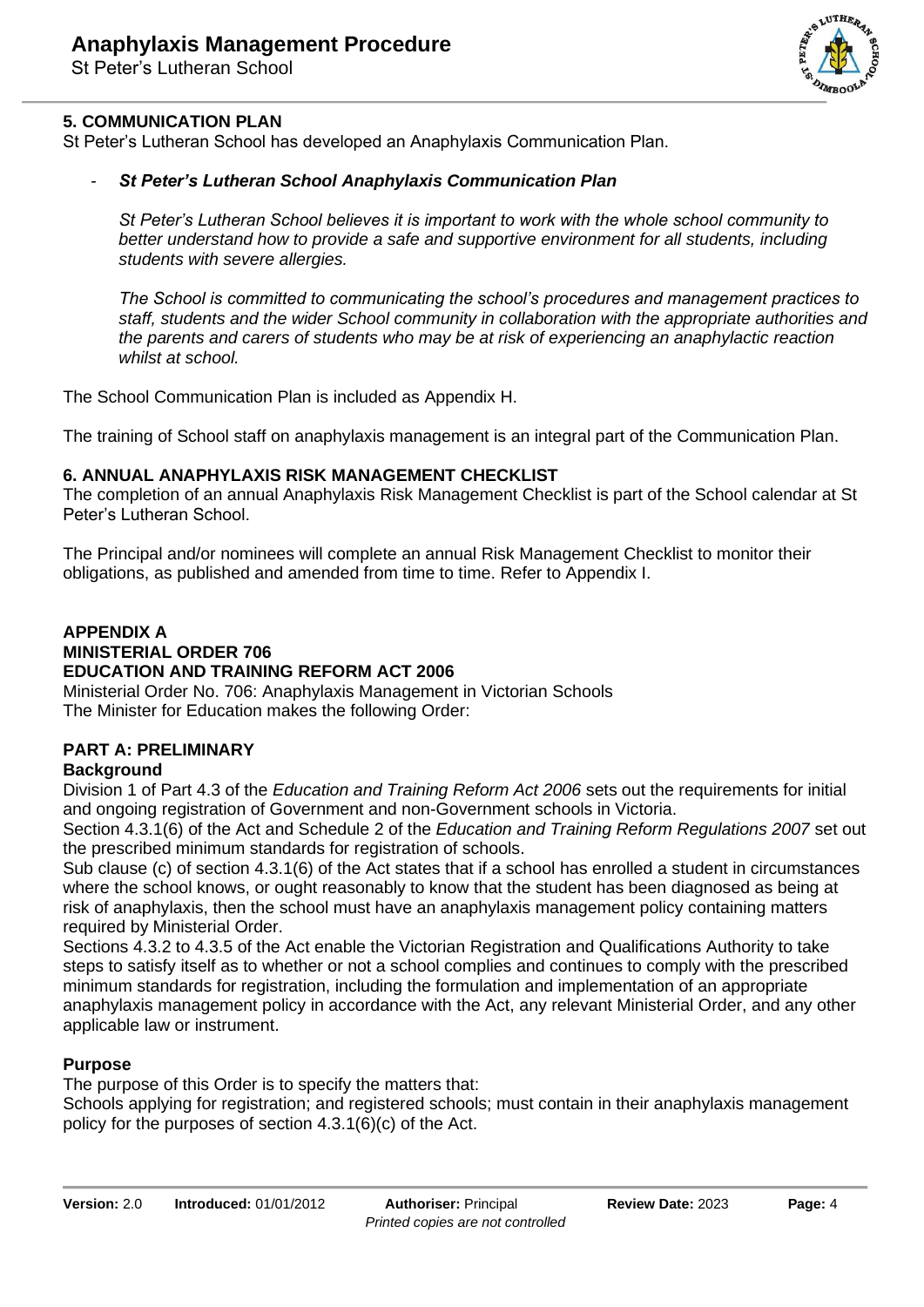## 5. COMMUNICATION PLAN

St Peter's Lutheran School has developed an Anaphylaxis Communication Plan.

- ***St Peter's Lutheran School Anaphylaxis Communication Plan***

  *St Peter's Lutheran School believes it is important to work with the whole school community to better understand how to provide a safe and supportive environment for all students, including students with severe allergies.*

  *The School is committed to communicating the school's procedures and management practices to staff, students and the wider School community in collaboration with the appropriate authorities and the parents and carers of students who may be at risk of experiencing an anaphylactic reaction whilst at school.*

The School Communication Plan is included as Appendix H.

The training of School staff on anaphylaxis management is an integral part of the Communication Plan.

## 6. ANNUAL ANAPHYLAXIS RISK MANAGEMENT CHECKLIST

The completion of an annual Anaphylaxis Risk Management Checklist is part of the School calendar at St Peter's Lutheran School.

The Principal and/or nominees will complete an annual Risk Management Checklist to monitor their obligations, as published and amended from time to time. Refer to Appendix I.

## APPENDIX A
## MINISTERIAL ORDER 706
## EDUCATION AND TRAINING REFORM ACT 2006

Ministerial Order No. 706: Anaphylaxis Management in Victorian Schools
The Minister for Education makes the following Order:

### PART A: PRELIMINARY

**Background**

Division 1 of Part 4.3 of the *Education and Training Reform Act 2006* sets out the requirements for initial and ongoing registration of Government and non-Government schools in Victoria.

Section 4.3.1(6) of the Act and Schedule 2 of the *Education and Training Reform Regulations 2007* set out the prescribed minimum standards for registration of schools.

Sub clause (c) of section 4.3.1(6) of the Act states that if a school has enrolled a student in circumstances where the school knows, or ought reasonably to know that the student has been diagnosed as being at risk of anaphylaxis, then the school must have an anaphylaxis management policy containing matters required by Ministerial Order.

Sections 4.3.2 to 4.3.5 of the Act enable the Victorian Registration and Qualifications Authority to take steps to satisfy itself as to whether or not a school complies and continues to comply with the prescribed minimum standards for registration, including the formulation and implementation of an appropriate anaphylaxis management policy in accordance with the Act, any relevant Ministerial Order, and any other applicable law or instrument.

**Purpose**

The purpose of this Order is to specify the matters that:

Schools applying for registration; and registered schools; must contain in their anaphylaxis management policy for the purposes of section 4.3.1(6)(c) of the Act.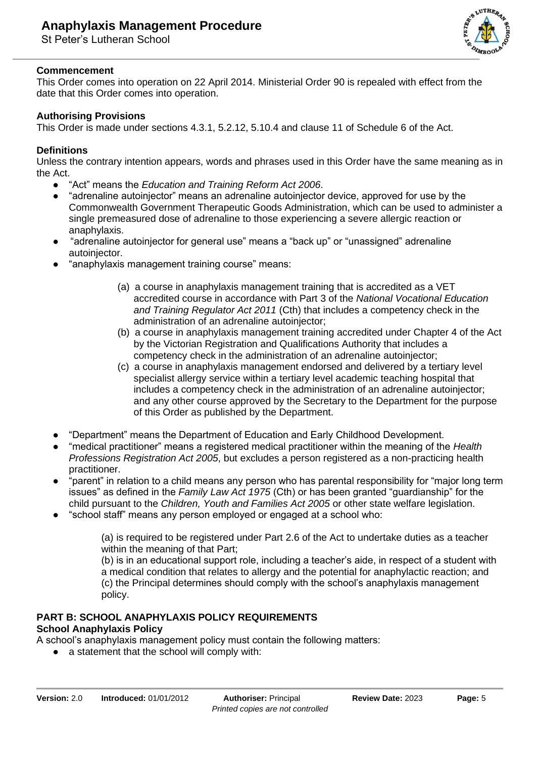**Commencement**

This Order comes into operation on 22 April 2014. Ministerial Order 90 is repealed with effect from the date that this Order comes into operation.

**Authorising Provisions**

This Order is made under sections 4.3.1, 5.2.12, 5.10.4 and clause 11 of Schedule 6 of the Act.

**Definitions**

Unless the contrary intention appears, words and phrases used in this Order have the same meaning as in the Act.

- "Act" means the *Education and Training Reform Act 2006*.
- "adrenaline autoinjector" means an adrenaline autoinjector device, approved for use by the Commonwealth Government Therapeutic Goods Administration, which can be used to administer a single premeasured dose of adrenaline to those experiencing a severe allergic reaction or anaphylaxis.
- "adrenaline autoinjector for general use" means a "back up" or "unassigned" adrenaline autoinjector.
- "anaphylaxis management training course" means:

  (a) a course in anaphylaxis management training that is accredited as a VET accredited course in accordance with Part 3 of the *National Vocational Education and Training Regulator Act 2011* (Cth) that includes a competency check in the administration of an adrenaline autoinjector;
  (b) a course in anaphylaxis management training accredited under Chapter 4 of the Act by the Victorian Registration and Qualifications Authority that includes a competency check in the administration of an adrenaline autoinjector;
  (c) a course in anaphylaxis management endorsed and delivered by a tertiary level specialist allergy service within a tertiary level academic teaching hospital that includes a competency check in the administration of an adrenaline autoinjector; and any other course approved by the Secretary to the Department for the purpose of this Order as published by the Department.

- "Department" means the Department of Education and Early Childhood Development.
- "medical practitioner" means a registered medical practitioner within the meaning of the *Health Professions Registration Act 2005*, but excludes a person registered as a non-practicing health practitioner.
- "parent" in relation to a child means any person who has parental responsibility for "major long term issues" as defined in the *Family Law Act 1975* (Cth) or has been granted "guardianship" for the child pursuant to the *Children, Youth and Families Act 2005* or other state welfare legislation.
- "school staff" means any person employed or engaged at a school who:

  (a) is required to be registered under Part 2.6 of the Act to undertake duties as a teacher within the meaning of that Part;
  (b) is in an educational support role, including a teacher's aide, in respect of a student with a medical condition that relates to allergy and the potential for anaphylactic reaction; and
  (c) the Principal determines should comply with the school's anaphylaxis management policy.

## PART B: SCHOOL ANAPHYLAXIS POLICY REQUIREMENTS

**School Anaphylaxis Policy**

A school's anaphylaxis management policy must contain the following matters:

- a statement that the school will comply with: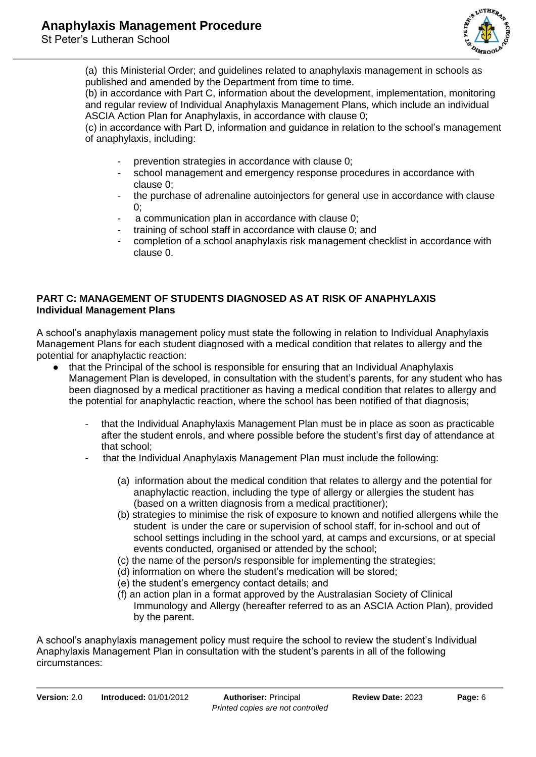(a) this Ministerial Order; and guidelines related to anaphylaxis management in schools as published and amended by the Department from time to time.
(b) in accordance with Part C, information about the development, implementation, monitoring and regular review of Individual Anaphylaxis Management Plans, which include an individual ASCIA Action Plan for Anaphylaxis, in accordance with clause 0;
(c) in accordance with Part D, information and guidance in relation to the school's management of anaphylaxis, including:

- prevention strategies in accordance with clause 0;
- school management and emergency response procedures in accordance with clause 0;
- the purchase of adrenaline autoinjectors for general use in accordance with clause 0;
- a communication plan in accordance with clause 0;
- training of school staff in accordance with clause 0; and
- completion of a school anaphylaxis risk management checklist in accordance with clause 0.

**PART C: MANAGEMENT OF STUDENTS DIAGNOSED AS AT RISK OF ANAPHYLAXIS**
**Individual Management Plans**

A school's anaphylaxis management policy must state the following in relation to Individual Anaphylaxis Management Plans for each student diagnosed with a medical condition that relates to allergy and the potential for anaphylactic reaction:

- that the Principal of the school is responsible for ensuring that an Individual Anaphylaxis Management Plan is developed, in consultation with the student's parents, for any student who has been diagnosed by a medical practitioner as having a medical condition that relates to allergy and the potential for anaphylactic reaction, where the school has been notified of that diagnosis;
  - that the Individual Anaphylaxis Management Plan must be in place as soon as practicable after the student enrols, and where possible before the student's first day of attendance at that school;
  - that the Individual Anaphylaxis Management Plan must include the following:

    (a) information about the medical condition that relates to allergy and the potential for anaphylactic reaction, including the type of allergy or allergies the student has (based on a written diagnosis from a medical practitioner);
    (b) strategies to minimise the risk of exposure to known and notified allergens while the student is under the care or supervision of school staff, for in-school and out of school settings including in the school yard, at camps and excursions, or at special events conducted, organised or attended by the school;
    (c) the name of the person/s responsible for implementing the strategies;
    (d) information on where the student's medication will be stored;
    (e) the student's emergency contact details; and
    (f) an action plan in a format approved by the Australasian Society of Clinical Immunology and Allergy (hereafter referred to as an ASCIA Action Plan), provided by the parent.

A school's anaphylaxis management policy must require the school to review the student's Individual Anaphylaxis Management Plan in consultation with the student's parents in all of the following circumstances: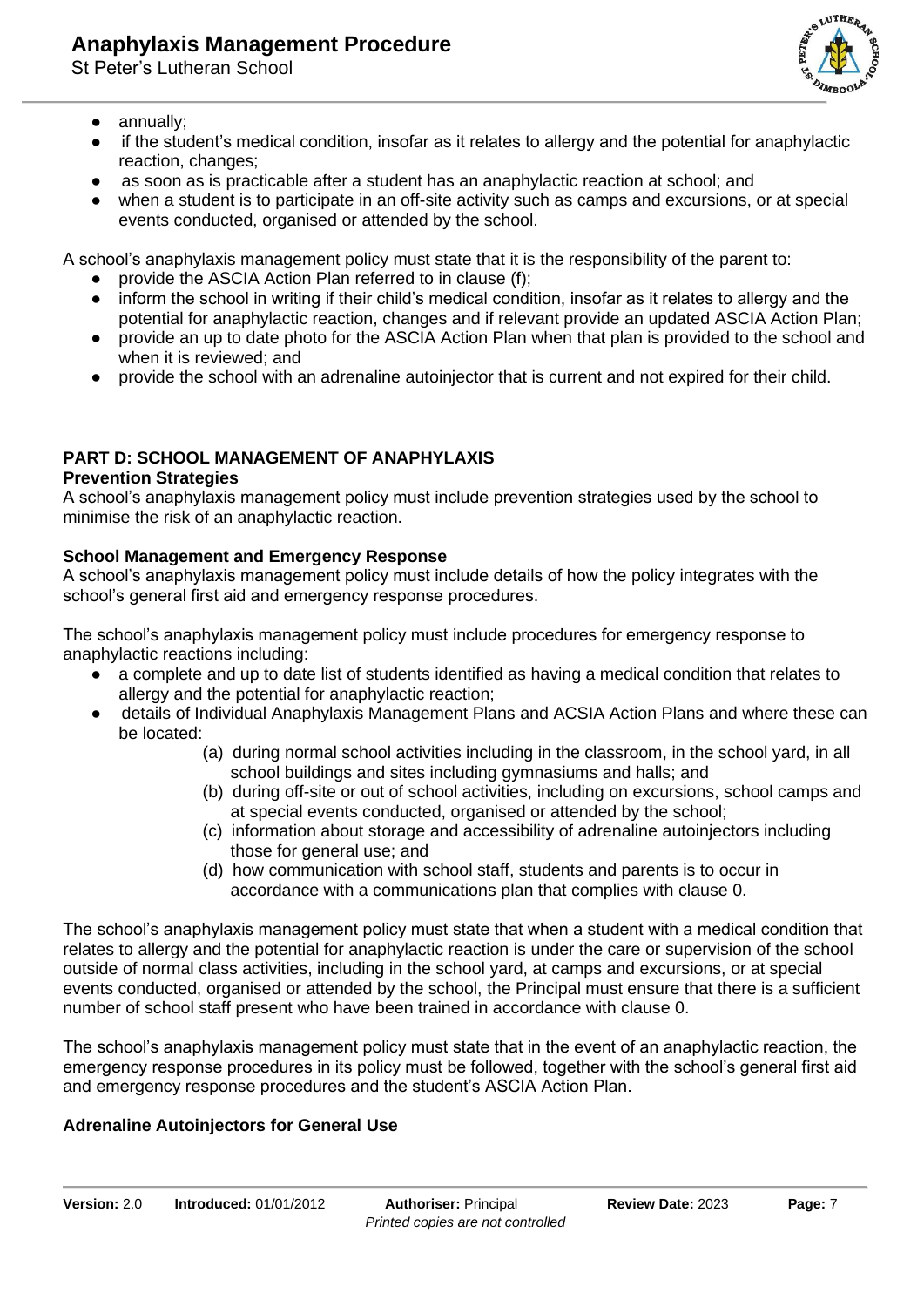- annually;
- if the student's medical condition, insofar as it relates to allergy and the potential for anaphylactic reaction, changes;
- as soon as is practicable after a student has an anaphylactic reaction at school; and
- when a student is to participate in an off-site activity such as camps and excursions, or at special events conducted, organised or attended by the school.

A school's anaphylaxis management policy must state that it is the responsibility of the parent to:

- provide the ASCIA Action Plan referred to in clause (f);
- inform the school in writing if their child's medical condition, insofar as it relates to allergy and the potential for anaphylactic reaction, changes and if relevant provide an updated ASCIA Action Plan;
- provide an up to date photo for the ASCIA Action Plan when that plan is provided to the school and when it is reviewed; and
- provide the school with an adrenaline autoinjector that is current and not expired for their child.

## PART D: SCHOOL MANAGEMENT OF ANAPHYLAXIS

### Prevention Strategies

A school's anaphylaxis management policy must include prevention strategies used by the school to minimise the risk of an anaphylactic reaction.

### School Management and Emergency Response

A school's anaphylaxis management policy must include details of how the policy integrates with the school's general first aid and emergency response procedures.

The school's anaphylaxis management policy must include procedures for emergency response to anaphylactic reactions including:

- a complete and up to date list of students identified as having a medical condition that relates to allergy and the potential for anaphylactic reaction;
- details of Individual Anaphylaxis Management Plans and ACSIA Action Plans and where these can be located:
  - (a) during normal school activities including in the classroom, in the school yard, in all school buildings and sites including gymnasiums and halls; and
  - (b) during off-site or out of school activities, including on excursions, school camps and at special events conducted, organised or attended by the school;
  - (c) information about storage and accessibility of adrenaline autoinjectors including those for general use; and
  - (d) how communication with school staff, students and parents is to occur in accordance with a communications plan that complies with clause 0.

The school's anaphylaxis management policy must state that when a student with a medical condition that relates to allergy and the potential for anaphylactic reaction is under the care or supervision of the school outside of normal class activities, including in the school yard, at camps and excursions, or at special events conducted, organised or attended by the school, the Principal must ensure that there is a sufficient number of school staff present who have been trained in accordance with clause 0.

The school's anaphylaxis management policy must state that in the event of an anaphylactic reaction, the emergency response procedures in its policy must be followed, together with the school's general first aid and emergency response procedures and the student's ASCIA Action Plan.

### Adrenaline Autoinjectors for General Use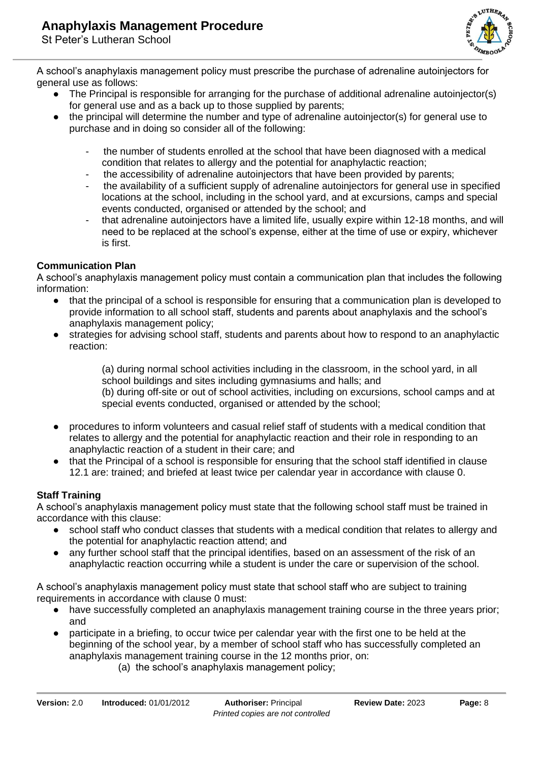A school's anaphylaxis management policy must prescribe the purchase of adrenaline autoinjectors for general use as follows:

- The Principal is responsible for arranging for the purchase of additional adrenaline autoinjector(s) for general use and as a back up to those supplied by parents;
- the principal will determine the number and type of adrenaline autoinjector(s) for general use to purchase and in doing so consider all of the following:
    - the number of students enrolled at the school that have been diagnosed with a medical condition that relates to allergy and the potential for anaphylactic reaction;
    - the accessibility of adrenaline autoinjectors that have been provided by parents;
    - the availability of a sufficient supply of adrenaline autoinjectors for general use in specified locations at the school, including in the school yard, and at excursions, camps and special events conducted, organised or attended by the school; and
    - that adrenaline autoinjectors have a limited life, usually expire within 12-18 months, and will need to be replaced at the school's expense, either at the time of use or expiry, whichever is first.

**Communication Plan**

A school's anaphylaxis management policy must contain a communication plan that includes the following information:

- that the principal of a school is responsible for ensuring that a communication plan is developed to provide information to all school staff, students and parents about anaphylaxis and the school's anaphylaxis management policy;
- strategies for advising school staff, students and parents about how to respond to an anaphylactic reaction:

    (a) during normal school activities including in the classroom, in the school yard, in all school buildings and sites including gymnasiums and halls; and
    (b) during off-site or out of school activities, including on excursions, school camps and at special events conducted, organised or attended by the school;

- procedures to inform volunteers and casual relief staff of students with a medical condition that relates to allergy and the potential for anaphylactic reaction and their role in responding to an anaphylactic reaction of a student in their care; and
- that the Principal of a school is responsible for ensuring that the school staff identified in clause 12.1 are: trained; and briefed at least twice per calendar year in accordance with clause 0.

**Staff Training**

A school's anaphylaxis management policy must state that the following school staff must be trained in accordance with this clause:

- school staff who conduct classes that students with a medical condition that relates to allergy and the potential for anaphylactic reaction attend; and
- any further school staff that the principal identifies, based on an assessment of the risk of an anaphylactic reaction occurring while a student is under the care or supervision of the school.

A school's anaphylaxis management policy must state that school staff who are subject to training requirements in accordance with clause 0 must:

- have successfully completed an anaphylaxis management training course in the three years prior; and
- participate in a briefing, to occur twice per calendar year with the first one to be held at the beginning of the school year, by a member of school staff who has successfully completed an anaphylaxis management training course in the 12 months prior, on:
    (a) the school's anaphylaxis management policy;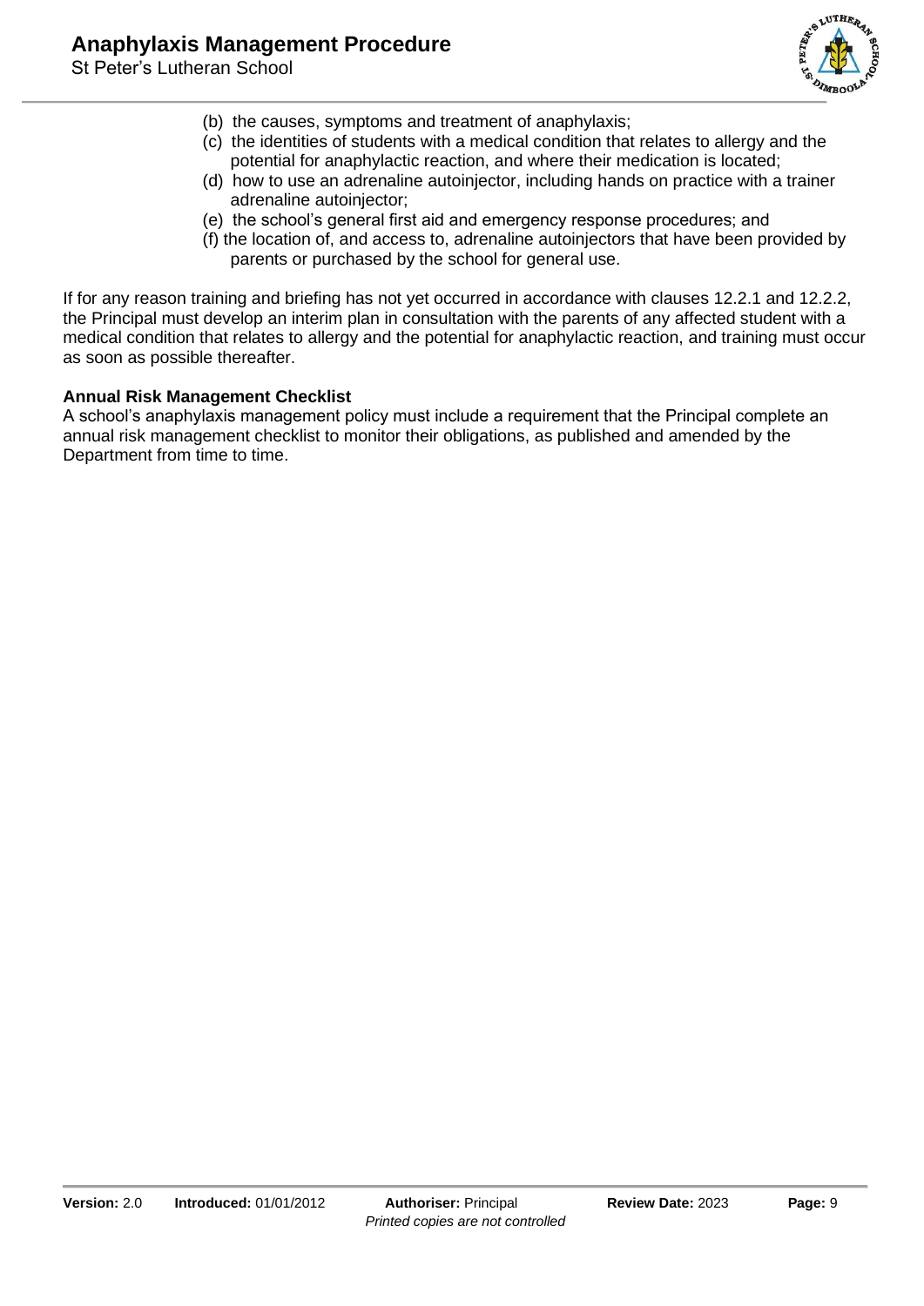(b) the causes, symptoms and treatment of anaphylaxis;
(c) the identities of students with a medical condition that relates to allergy and the potential for anaphylactic reaction, and where their medication is located;
(d) how to use an adrenaline autoinjector, including hands on practice with a trainer adrenaline autoinjector;
(e) the school's general first aid and emergency response procedures; and
(f) the location of, and access to, adrenaline autoinjectors that have been provided by parents or purchased by the school for general use.

If for any reason training and briefing has not yet occurred in accordance with clauses 12.2.1 and 12.2.2, the Principal must develop an interim plan in consultation with the parents of any affected student with a medical condition that relates to allergy and the potential for anaphylactic reaction, and training must occur as soon as possible thereafter.

**Annual Risk Management Checklist**

A school's anaphylaxis management policy must include a requirement that the Principal complete an annual risk management checklist to monitor their obligations, as published and amended by the Department from time to time.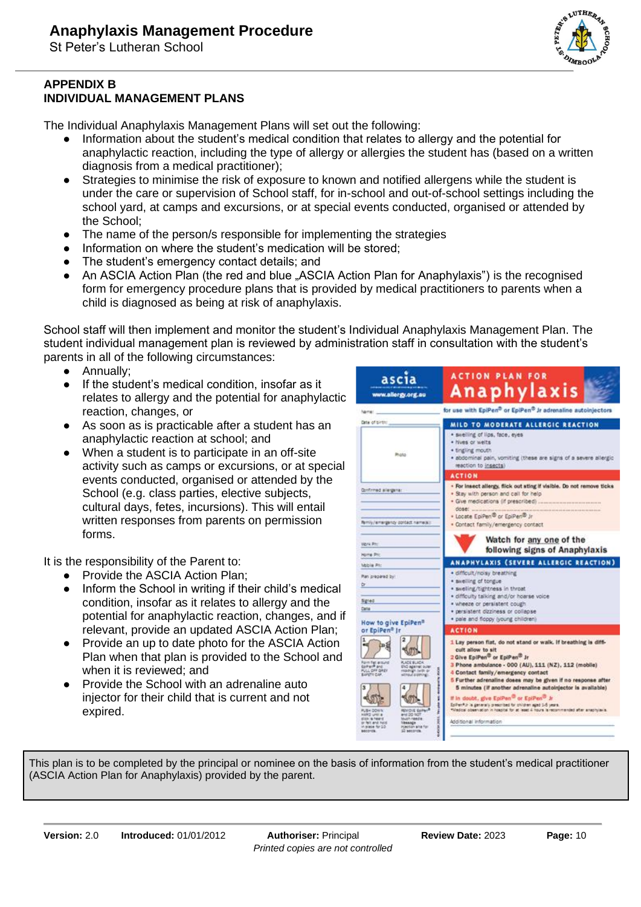**APPENDIX B**
**INDIVIDUAL MANAGEMENT PLANS**

The Individual Anaphylaxis Management Plans will set out the following:

- Information about the student's medical condition that relates to allergy and the potential for anaphylactic reaction, including the type of allergy or allergies the student has (based on a written diagnosis from a medical practitioner);
- Strategies to minimise the risk of exposure to known and notified allergens while the student is under the care or supervision of School staff, for in-school and out-of-school settings including the school yard, at camps and excursions, or at special events conducted, organised or attended by the School;
- The name of the person/s responsible for implementing the strategies
- Information on where the student's medication will be stored;
- The student's emergency contact details; and
- An ASCIA Action Plan (the red and blue „ASCIA Action Plan for Anaphylaxis") is the recognised form for emergency procedure plans that is provided by medical practitioners to parents when a child is diagnosed as being at risk of anaphylaxis.

School staff will then implement and monitor the student's Individual Anaphylaxis Management Plan. The student individual management plan is reviewed by administration staff in consultation with the student's parents in all of the following circumstances:

- Annually;
- If the student's medical condition, insofar as it relates to allergy and the potential for anaphylactic reaction, changes, or
- As soon as is practicable after a student has an anaphylactic reaction at school; and
- When a student is to participate in an off-site activity such as camps or excursions, or at special events conducted, organised or attended by the School (e.g. class parties, elective subjects, cultural days, fetes, incursions). This will entail written responses from parents on permission forms.

It is the responsibility of the Parent to:

- Provide the ASCIA Action Plan;
- Inform the School in writing if their child's medical condition, insofar as it relates to allergy and the potential for anaphylactic reaction, changes, and if relevant, provide an updated ASCIA Action Plan;
- Provide an up to date photo for the ASCIA Action Plan when that plan is provided to the School and when it is reviewed; and
- Provide the School with an adrenaline auto injector for their child that is current and not expired.

This plan is to be completed by the principal or nominee on the basis of information from the student's medical practitioner (ASCIA Action Plan for Anaphylaxis) provided by the parent.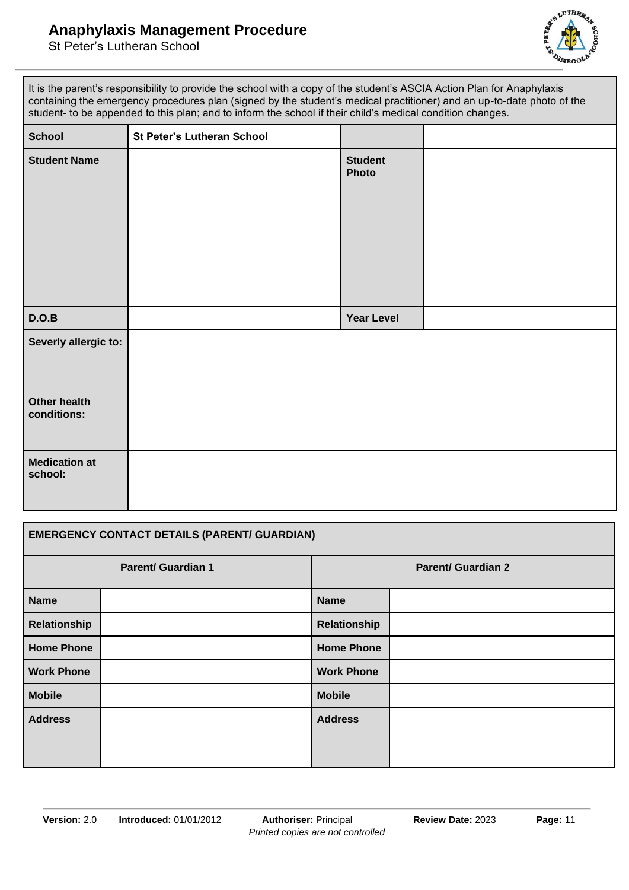It is the parent's responsibility to provide the school with a copy of the student's ASCIA Action Plan for Anaphylaxis containing the emergency procedures plan (signed by the student's medical practitioner) and an up-to-date photo of the student- to be appended to this plan; and to inform the school if their child's medical condition changes.

| **School** | **St Peter's Lutheran School** | | |
|---|---|---|---|
| **Student Name** | | **Student Photo** | |
| **D.O.B** | | **Year Level** | |
| **Severly allergic to:** | | | |
| **Other health conditions:** | | | |
| **Medication at school:** | | | |

| **EMERGENCY CONTACT DETAILS (PARENT/ GUARDIAN)** | | | |
|---|---|---|---|
| **Parent/ Guardian 1** | | **Parent/ Guardian 2** | |
| **Name** | | **Name** | |
| **Relationship** | | **Relationship** | |
| **Home Phone** | | **Home Phone** | |
| **Work Phone** | | **Work Phone** | |
| **Mobile** | | **Mobile** | |
| **Address** | | **Address** | |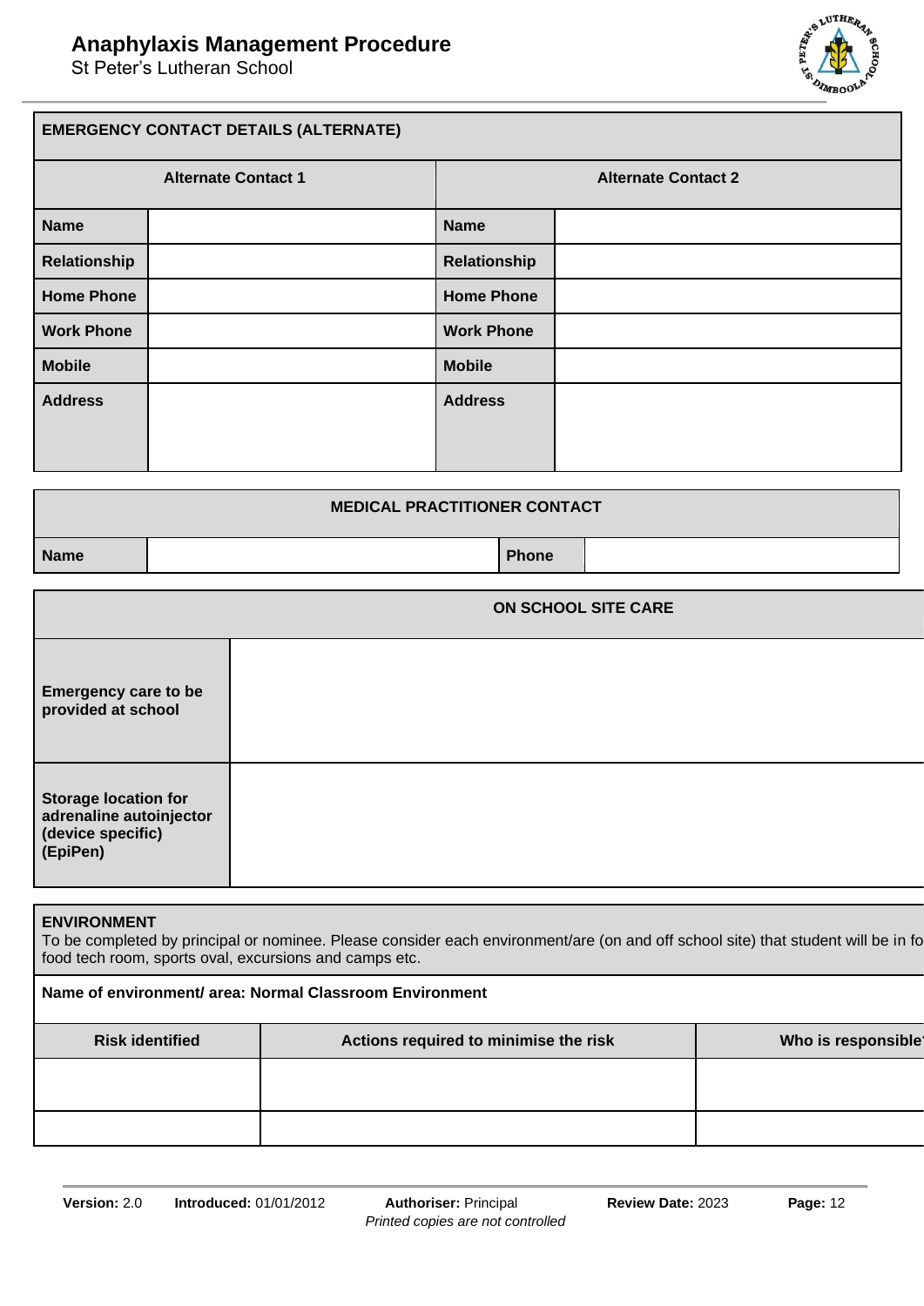| EMERGENCY CONTACT DETAILS (ALTERNATE) | | | |
|---|---|---|---|
| **Alternate Contact 1** | | **Alternate Contact 2** | |
| **Name** | | **Name** | |
| **Relationship** | | **Relationship** | |
| **Home Phone** | | **Home Phone** | |
| **Work Phone** | | **Work Phone** | |
| **Mobile** | | **Mobile** | |
| **Address** | | **Address** | |

| MEDICAL PRACTITIONER CONTACT | | | |
|---|---|---|---|
| **Name** | | **Phone** | |

| ON SCHOOL SITE CARE | |
|---|---|
| **Emergency care to be provided at school** | |
| **Storage location for adrenaline autoinjector (device specific) (EpiPen)** | |

**ENVIRONMENT**

To be completed by principal or nominee. Please consider each environment/are (on and off school site) that student will be in fo food tech room, sports oval, excursions and camps etc.

**Name of environment/ area: Normal Classroom Environment**

| Risk identified | Actions required to minimise the risk | Who is responsible |
|---|---|---|
| | | |
| | | |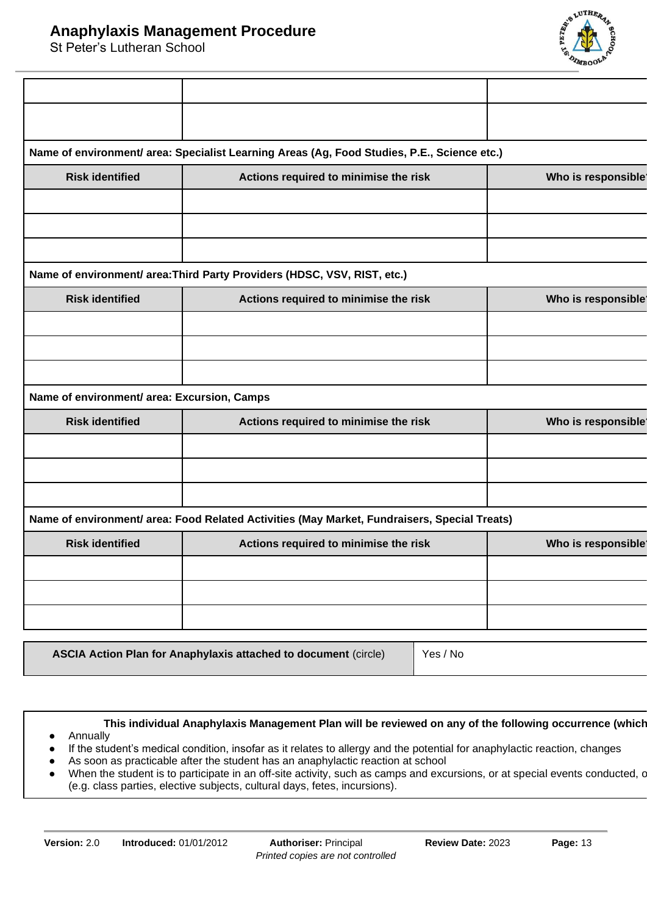| | | |
|---|---|---|
| | | |
| | | |
| **Name of environment/ area: Specialist Learning Areas (Ag, Food Studies, P.E., Science etc.)** | | |
| **Risk identified** | **Actions required to minimise the risk** | **Who is responsible** |
| | | |
| | | |
| | | |
| **Name of environment/ area:Third Party Providers (HDSC, VSV, RIST, etc.)** | | |
| **Risk identified** | **Actions required to minimise the risk** | **Who is responsible** |
| | | |
| | | |
| | | |
| **Name of environment/ area: Excursion, Camps** | | |
| **Risk identified** | **Actions required to minimise the risk** | **Who is responsible** |
| | | |
| | | |
| | | |
| **Name of environment/ area: Food Related Activities (May Market, Fundraisers, Special Treats)** | | |
| **Risk identified** | **Actions required to minimise the risk** | **Who is responsible** |
| | | |
| | | |
| | | |

| **ASCIA Action Plan for Anaphylaxis attached to document** (circle) | Yes / No |
|---|---|

**This individual Anaphylaxis Management Plan will be reviewed on any of the following occurrence (which**

- Annually
- If the student's medical condition, insofar as it relates to allergy and the potential for anaphylactic reaction, changes
- As soon as practicable after the student has an anaphylactic reaction at school
- When the student is to participate in an off-site activity, such as camps and excursions, or at special events conducted, o (e.g. class parties, elective subjects, cultural days, fetes, incursions).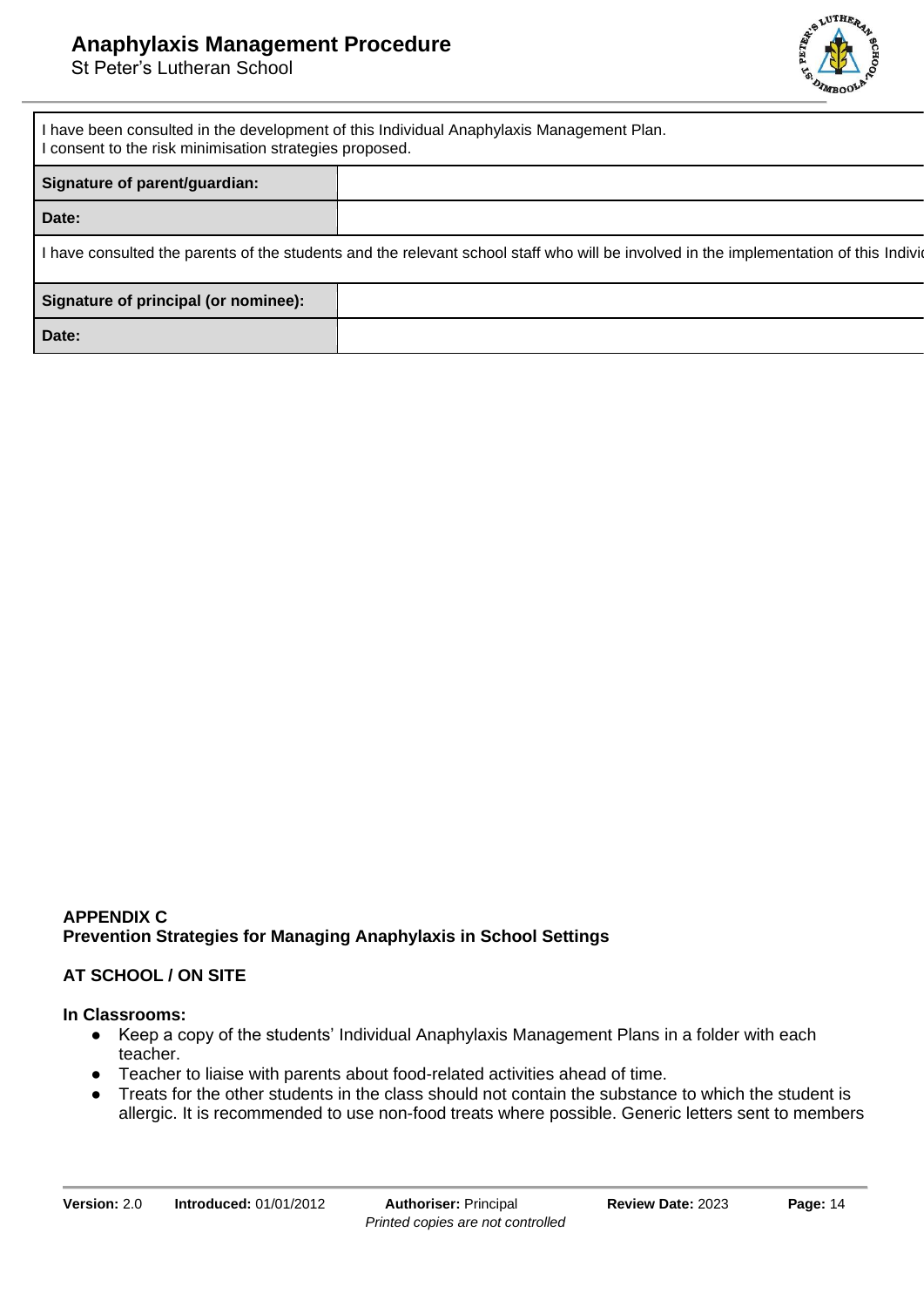| I have been consulted in the development of this Individual Anaphylaxis Management Plan.<br>I consent to the risk minimisation strategies proposed. | |
|---|---|
| **Signature of parent/guardian:** | |
| **Date:** | |
| I have consulted the parents of the students and the relevant school staff who will be involved in the implementation of this Indivi | |
| **Signature of principal (or nominee):** | |
| **Date:** | |

**APPENDIX C**
**Prevention Strategies for Managing Anaphylaxis in School Settings**

**AT SCHOOL / ON SITE**

**In Classrooms:**

- Keep a copy of the students' Individual Anaphylaxis Management Plans in a folder with each teacher.
- Teacher to liaise with parents about food-related activities ahead of time.
- Treats for the other students in the class should not contain the substance to which the student is allergic. It is recommended to use non-food treats where possible. Generic letters sent to members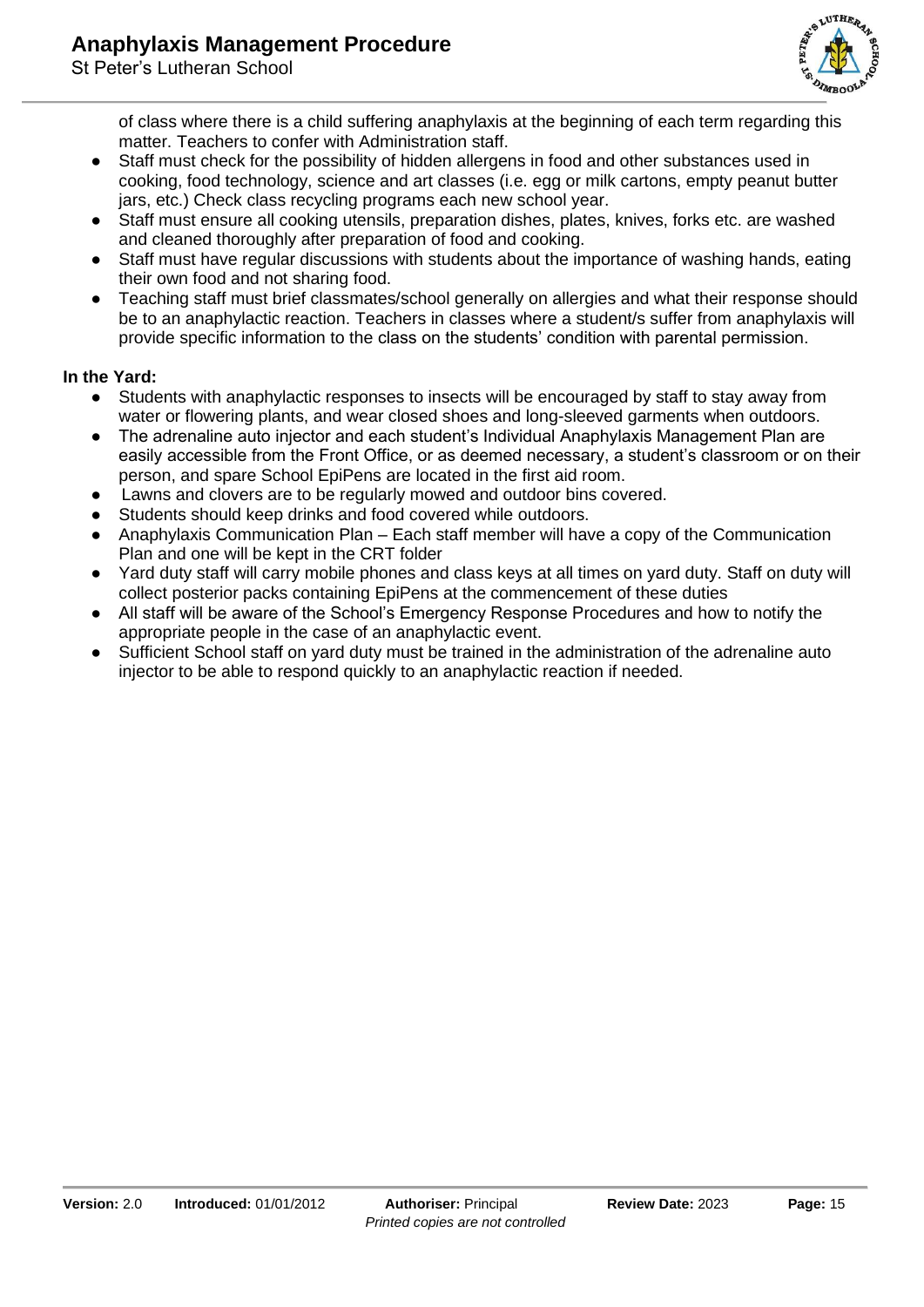of class where there is a child suffering anaphylaxis at the beginning of each term regarding this matter. Teachers to confer with Administration staff.

- Staff must check for the possibility of hidden allergens in food and other substances used in cooking, food technology, science and art classes (i.e. egg or milk cartons, empty peanut butter jars, etc.) Check class recycling programs each new school year.
- Staff must ensure all cooking utensils, preparation dishes, plates, knives, forks etc. are washed and cleaned thoroughly after preparation of food and cooking.
- Staff must have regular discussions with students about the importance of washing hands, eating their own food and not sharing food.
- Teaching staff must brief classmates/school generally on allergies and what their response should be to an anaphylactic reaction. Teachers in classes where a student/s suffer from anaphylaxis will provide specific information to the class on the students' condition with parental permission.

**In the Yard:**

- Students with anaphylactic responses to insects will be encouraged by staff to stay away from water or flowering plants, and wear closed shoes and long-sleeved garments when outdoors.
- The adrenaline auto injector and each student's Individual Anaphylaxis Management Plan are easily accessible from the Front Office, or as deemed necessary, a student's classroom or on their person, and spare School EpiPens are located in the first aid room.
- Lawns and clovers are to be regularly mowed and outdoor bins covered.
- Students should keep drinks and food covered while outdoors.
- Anaphylaxis Communication Plan – Each staff member will have a copy of the Communication Plan and one will be kept in the CRT folder
- Yard duty staff will carry mobile phones and class keys at all times on yard duty. Staff on duty will collect posterior packs containing EpiPens at the commencement of these duties
- All staff will be aware of the School's Emergency Response Procedures and how to notify the appropriate people in the case of an anaphylactic event.
- Sufficient School staff on yard duty must be trained in the administration of the adrenaline auto injector to be able to respond quickly to an anaphylactic reaction if needed.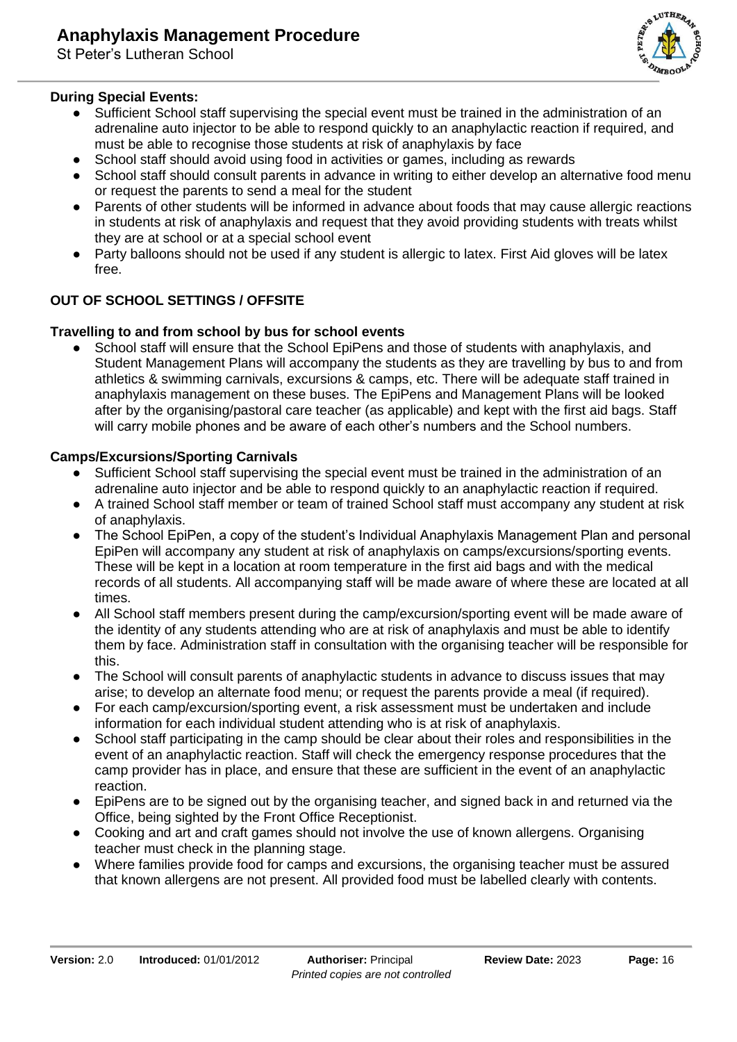**During Special Events:**

- Sufficient School staff supervising the special event must be trained in the administration of an adrenaline auto injector to be able to respond quickly to an anaphylactic reaction if required, and must be able to recognise those students at risk of anaphylaxis by face
- School staff should avoid using food in activities or games, including as rewards
- School staff should consult parents in advance in writing to either develop an alternative food menu or request the parents to send a meal for the student
- Parents of other students will be informed in advance about foods that may cause allergic reactions in students at risk of anaphylaxis and request that they avoid providing students with treats whilst they are at school or at a special school event
- Party balloons should not be used if any student is allergic to latex. First Aid gloves will be latex free.

## OUT OF SCHOOL SETTINGS / OFFSITE

**Travelling to and from school by bus for school events**

- School staff will ensure that the School EpiPens and those of students with anaphylaxis, and Student Management Plans will accompany the students as they are travelling by bus to and from athletics & swimming carnivals, excursions & camps, etc. There will be adequate staff trained in anaphylaxis management on these buses. The EpiPens and Management Plans will be looked after by the organising/pastoral care teacher (as applicable) and kept with the first aid bags. Staff will carry mobile phones and be aware of each other's numbers and the School numbers.

**Camps/Excursions/Sporting Carnivals**

- Sufficient School staff supervising the special event must be trained in the administration of an adrenaline auto injector and be able to respond quickly to an anaphylactic reaction if required.
- A trained School staff member or team of trained School staff must accompany any student at risk of anaphylaxis.
- The School EpiPen, a copy of the student's Individual Anaphylaxis Management Plan and personal EpiPen will accompany any student at risk of anaphylaxis on camps/excursions/sporting events. These will be kept in a location at room temperature in the first aid bags and with the medical records of all students. All accompanying staff will be made aware of where these are located at all times.
- All School staff members present during the camp/excursion/sporting event will be made aware of the identity of any students attending who are at risk of anaphylaxis and must be able to identify them by face. Administration staff in consultation with the organising teacher will be responsible for this.
- The School will consult parents of anaphylactic students in advance to discuss issues that may arise; to develop an alternate food menu; or request the parents provide a meal (if required).
- For each camp/excursion/sporting event, a risk assessment must be undertaken and include information for each individual student attending who is at risk of anaphylaxis.
- School staff participating in the camp should be clear about their roles and responsibilities in the event of an anaphylactic reaction. Staff will check the emergency response procedures that the camp provider has in place, and ensure that these are sufficient in the event of an anaphylactic reaction.
- EpiPens are to be signed out by the organising teacher, and signed back in and returned via the Office, being sighted by the Front Office Receptionist.
- Cooking and art and craft games should not involve the use of known allergens. Organising teacher must check in the planning stage.
- Where families provide food for camps and excursions, the organising teacher must be assured that known allergens are not present. All provided food must be labelled clearly with contents.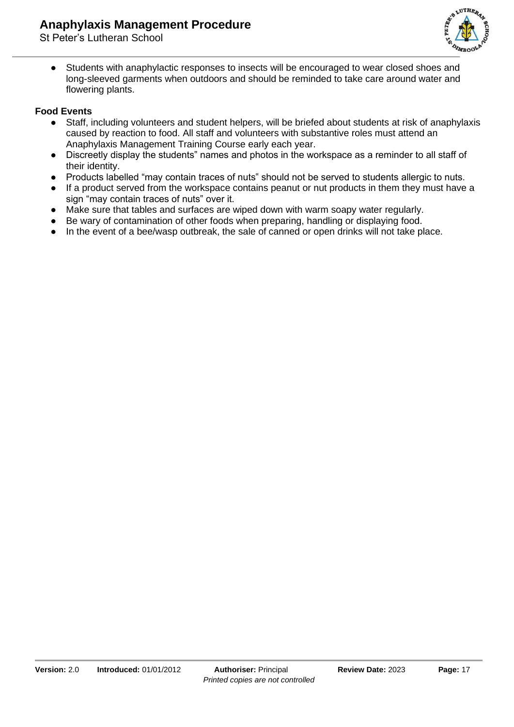- Students with anaphylactic responses to insects will be encouraged to wear closed shoes and long-sleeved garments when outdoors and should be reminded to take care around water and flowering plants.

**Food Events**

- Staff, including volunteers and student helpers, will be briefed about students at risk of anaphylaxis caused by reaction to food. All staff and volunteers with substantive roles must attend an Anaphylaxis Management Training Course early each year.
- Discreetly display the students" names and photos in the workspace as a reminder to all staff of their identity.
- Products labelled "may contain traces of nuts" should not be served to students allergic to nuts.
- If a product served from the workspace contains peanut or nut products in them they must have a sign "may contain traces of nuts" over it.
- Make sure that tables and surfaces are wiped down with warm soapy water regularly.
- Be wary of contamination of other foods when preparing, handling or displaying food.
- In the event of a bee/wasp outbreak, the sale of canned or open drinks will not take place.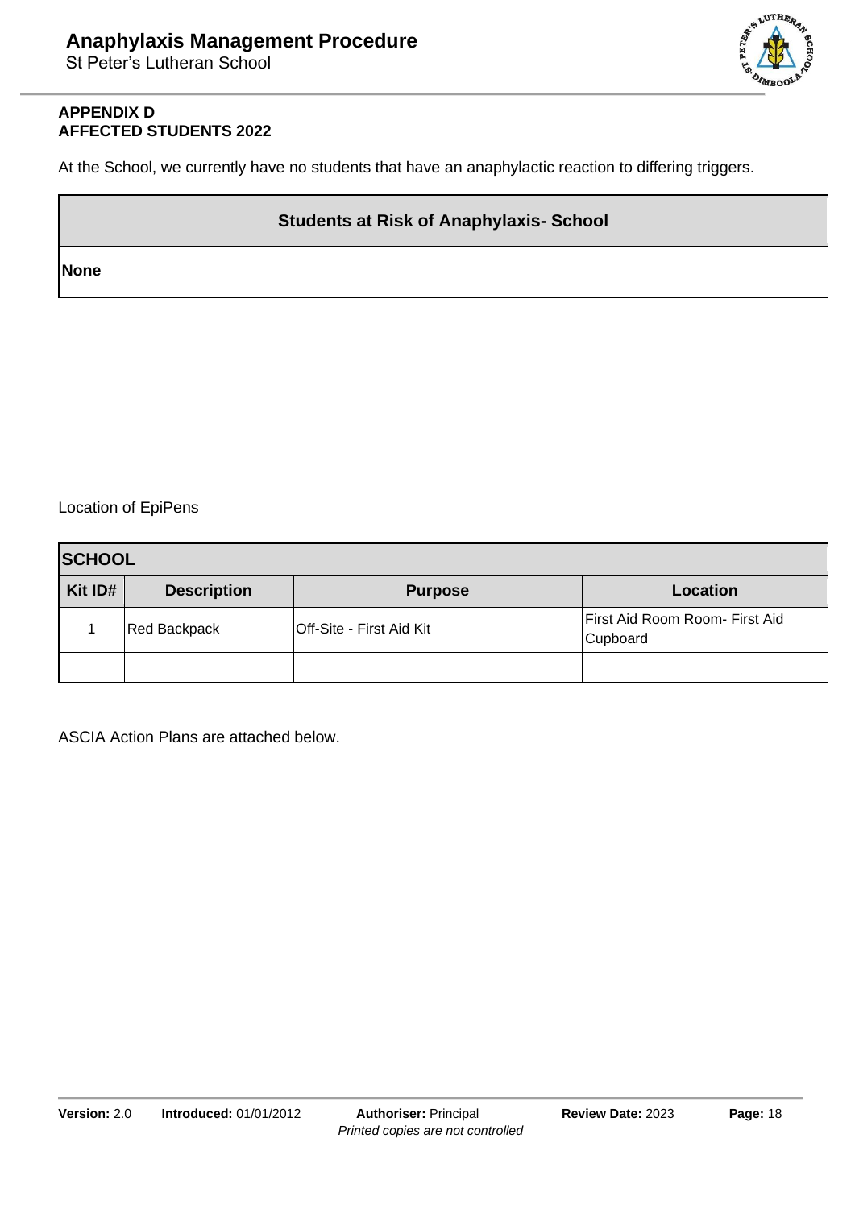**APPENDIX D**
**AFFECTED STUDENTS 2022**

At the School, we currently have no students that have an anaphylactic reaction to differing triggers.

| Students at Risk of Anaphylaxis- School |
|---|
| **None** |

Location of EpiPens

| SCHOOL | | | |
|---|---|---|---|
| **Kit ID#** | **Description** | **Purpose** | **Location** |
| 1 | Red Backpack | Off-Site - First Aid Kit | First Aid Room Room- First Aid Cupboard |
| | | | |

ASCIA Action Plans are attached below.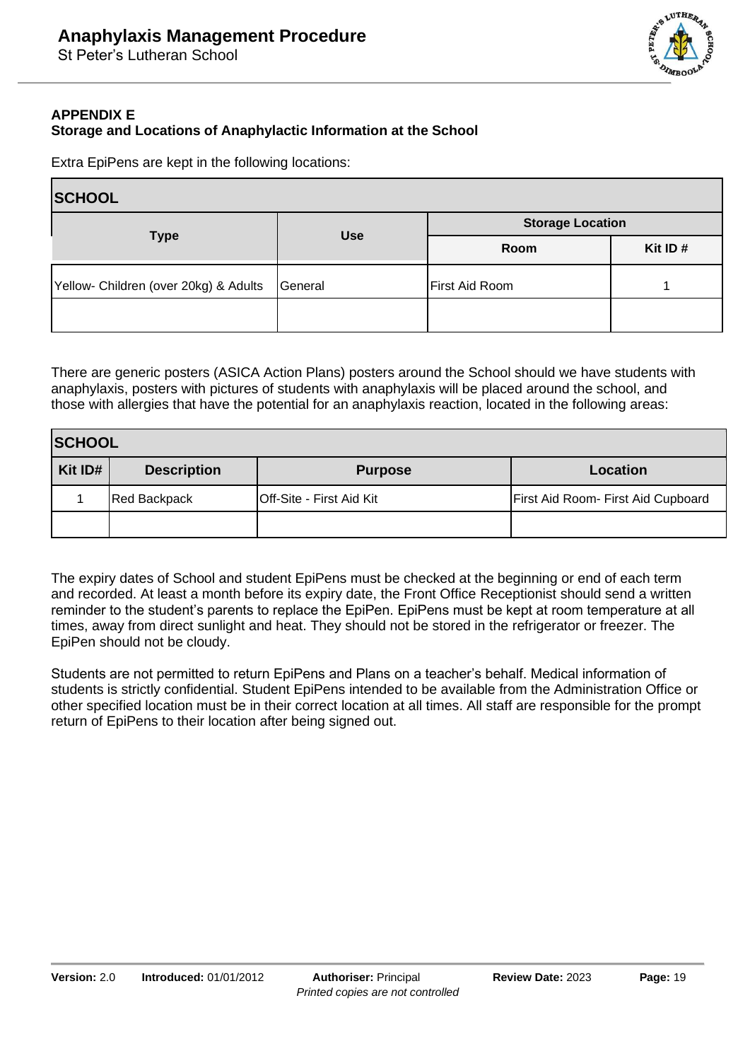**APPENDIX E**
**Storage and Locations of Anaphylactic Information at the School**

Extra EpiPens are kept in the following locations:

| SCHOOL | | | |
|---|---|---|---|
| **Type** | **Use** | **Storage Location** | |
| | | **Room** | **Kit ID #** |
| Yellow- Children (over 20kg) & Adults | General | First Aid Room | 1 |
| | | | |

There are generic posters (ASICA Action Plans) posters around the School should we have students with anaphylaxis, posters with pictures of students with anaphylaxis will be placed around the school, and those with allergies that have the potential for an anaphylaxis reaction, located in the following areas:

| SCHOOL | | | |
|---|---|---|---|
| **Kit ID#** | **Description** | **Purpose** | **Location** |
| 1 | Red Backpack | Off-Site - First Aid Kit | First Aid Room- First Aid Cupboard |
| | | | |

The expiry dates of School and student EpiPens must be checked at the beginning or end of each term and recorded. At least a month before its expiry date, the Front Office Receptionist should send a written reminder to the student's parents to replace the EpiPen. EpiPens must be kept at room temperature at all times, away from direct sunlight and heat. They should not be stored in the refrigerator or freezer. The EpiPen should not be cloudy.

Students are not permitted to return EpiPens and Plans on a teacher's behalf. Medical information of students is strictly confidential. Student EpiPens intended to be available from the Administration Office or other specified location must be in their correct location at all times. All staff are responsible for the prompt return of EpiPens to their location after being signed out.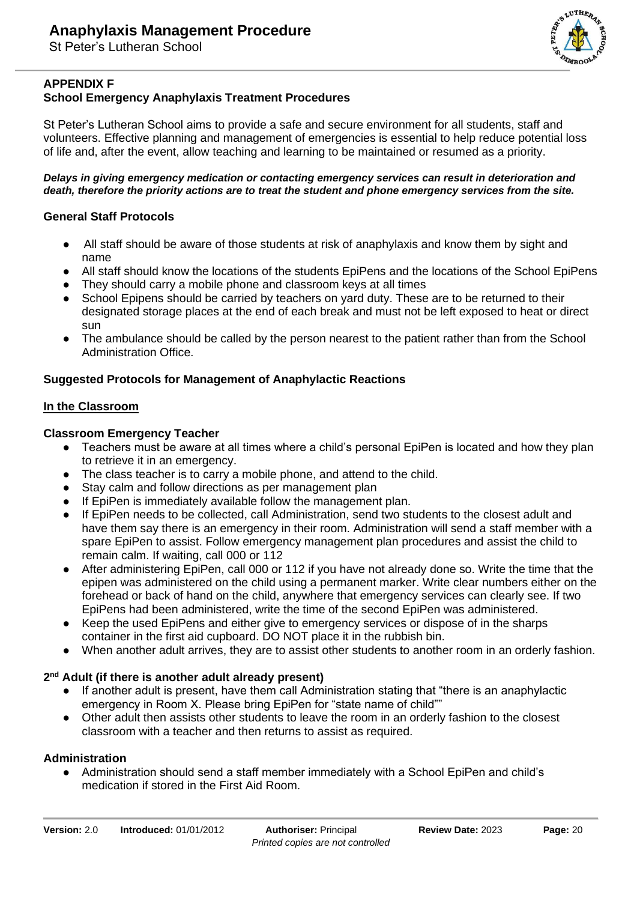## APPENDIX F
## School Emergency Anaphylaxis Treatment Procedures

St Peter's Lutheran School aims to provide a safe and secure environment for all students, staff and volunteers. Effective planning and management of emergencies is essential to help reduce potential loss of life and, after the event, allow teaching and learning to be maintained or resumed as a priority.

***Delays in giving emergency medication or contacting emergency services can result in deterioration and death, therefore the priority actions are to treat the student and phone emergency services from the site.***

### General Staff Protocols

- All staff should be aware of those students at risk of anaphylaxis and know them by sight and name
- All staff should know the locations of the students EpiPens and the locations of the School EpiPens
- They should carry a mobile phone and classroom keys at all times
- School Epipens should be carried by teachers on yard duty. These are to be returned to their designated storage places at the end of each break and must not be left exposed to heat or direct sun
- The ambulance should be called by the person nearest to the patient rather than from the School Administration Office.

### Suggested Protocols for Management of Anaphylactic Reactions

#### <u>In the Classroom</u>

#### Classroom Emergency Teacher

- Teachers must be aware at all times where a child's personal EpiPen is located and how they plan to retrieve it in an emergency.
- The class teacher is to carry a mobile phone, and attend to the child.
- Stay calm and follow directions as per management plan
- If EpiPen is immediately available follow the management plan.
- If EpiPen needs to be collected, call Administration, send two students to the closest adult and have them say there is an emergency in their room. Administration will send a staff member with a spare EpiPen to assist. Follow emergency management plan procedures and assist the child to remain calm. If waiting, call 000 or 112
- After administering EpiPen, call 000 or 112 if you have not already done so. Write the time that the epipen was administered on the child using a permanent marker. Write clear numbers either on the forehead or back of hand on the child, anywhere that emergency services can clearly see. If two EpiPens had been administered, write the time of the second EpiPen was administered.
- Keep the used EpiPens and either give to emergency services or dispose of in the sharps container in the first aid cupboard. DO NOT place it in the rubbish bin.
- When another adult arrives, they are to assist other students to another room in an orderly fashion.

#### 2nd Adult (if there is another adult already present)

- If another adult is present, have them call Administration stating that "there is an anaphylactic emergency in Room X. Please bring EpiPen for "state name of child""
- Other adult then assists other students to leave the room in an orderly fashion to the closest classroom with a teacher and then returns to assist as required.

#### Administration

- Administration should send a staff member immediately with a School EpiPen and child's medication if stored in the First Aid Room.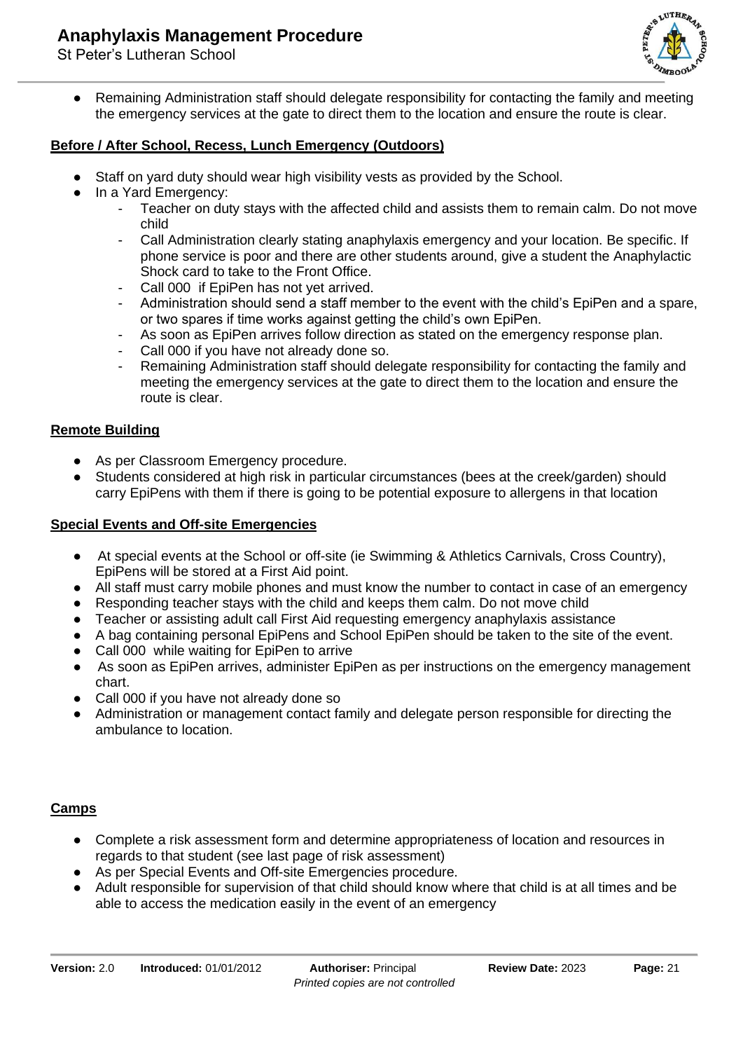- Remaining Administration staff should delegate responsibility for contacting the family and meeting the emergency services at the gate to direct them to the location and ensure the route is clear.

**Before / After School, Recess, Lunch Emergency (Outdoors)**

- Staff on yard duty should wear high visibility vests as provided by the School.
- In a Yard Emergency:
  - Teacher on duty stays with the affected child and assists them to remain calm. Do not move child
  - Call Administration clearly stating anaphylaxis emergency and your location. Be specific. If phone service is poor and there are other students around, give a student the Anaphylactic Shock card to take to the Front Office.
  - Call 000 if EpiPen has not yet arrived.
  - Administration should send a staff member to the event with the child's EpiPen and a spare, or two spares if time works against getting the child's own EpiPen.
  - As soon as EpiPen arrives follow direction as stated on the emergency response plan.
  - Call 000 if you have not already done so.
  - Remaining Administration staff should delegate responsibility for contacting the family and meeting the emergency services at the gate to direct them to the location and ensure the route is clear.

**Remote Building**

- As per Classroom Emergency procedure.
- Students considered at high risk in particular circumstances (bees at the creek/garden) should carry EpiPens with them if there is going to be potential exposure to allergens in that location

**Special Events and Off-site Emergencies**

- At special events at the School or off-site (ie Swimming & Athletics Carnivals, Cross Country), EpiPens will be stored at a First Aid point.
- All staff must carry mobile phones and must know the number to contact in case of an emergency
- Responding teacher stays with the child and keeps them calm. Do not move child
- Teacher or assisting adult call First Aid requesting emergency anaphylaxis assistance
- A bag containing personal EpiPens and School EpiPen should be taken to the site of the event.
- Call 000 while waiting for EpiPen to arrive
- As soon as EpiPen arrives, administer EpiPen as per instructions on the emergency management chart.
- Call 000 if you have not already done so
- Administration or management contact family and delegate person responsible for directing the ambulance to location.

**Camps**

- Complete a risk assessment form and determine appropriateness of location and resources in regards to that student (see last page of risk assessment)
- As per Special Events and Off-site Emergencies procedure.
- Adult responsible for supervision of that child should know where that child is at all times and be able to access the medication easily in the event of an emergency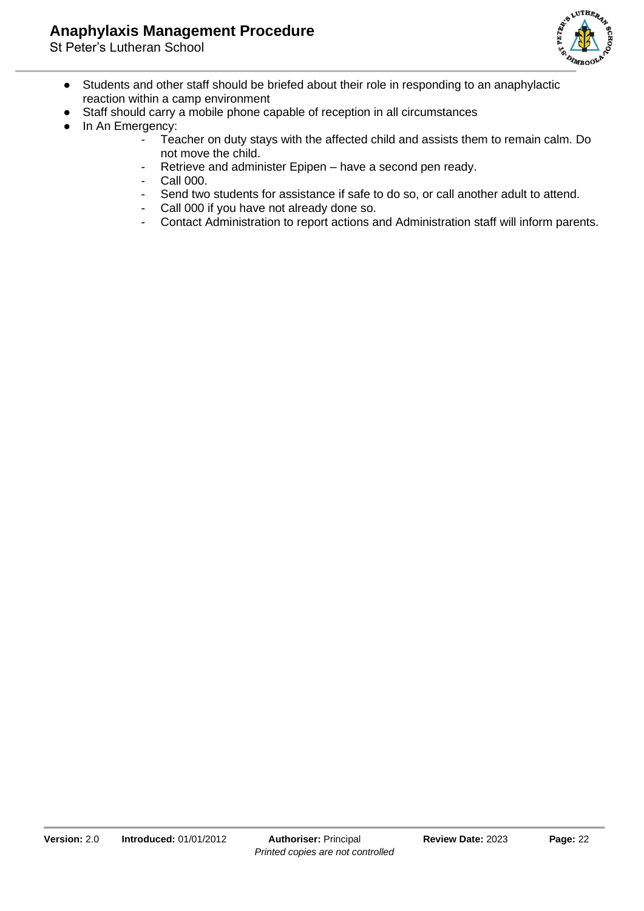- Students and other staff should be briefed about their role in responding to an anaphylactic reaction within a camp environment
- Staff should carry a mobile phone capable of reception in all circumstances
- In An Emergency:
    - Teacher on duty stays with the affected child and assists them to remain calm. Do not move the child.
    - Retrieve and administer Epipen – have a second pen ready.
    - Call 000.
    - Send two students for assistance if safe to do so, or call another adult to attend.
    - Call 000 if you have not already done so.
    - Contact Administration to report actions and Administration staff will inform parents.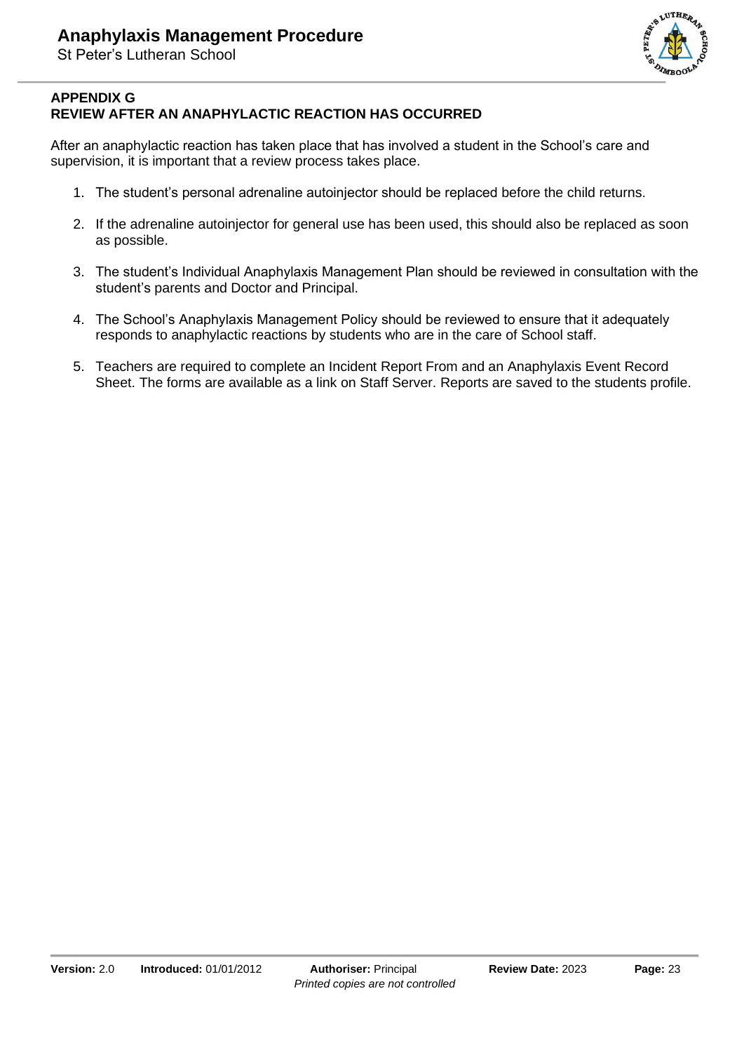## APPENDIX G
## REVIEW AFTER AN ANAPHYLACTIC REACTION HAS OCCURRED

After an anaphylactic reaction has taken place that has involved a student in the School's care and supervision, it is important that a review process takes place.

1. The student's personal adrenaline autoinjector should be replaced before the child returns.
2. If the adrenaline autoinjector for general use has been used, this should also be replaced as soon as possible.
3. The student's Individual Anaphylaxis Management Plan should be reviewed in consultation with the student's parents and Doctor and Principal.
4. The School's Anaphylaxis Management Policy should be reviewed to ensure that it adequately responds to anaphylactic reactions by students who are in the care of School staff.
5. Teachers are required to complete an Incident Report From and an Anaphylaxis Event Record Sheet. The forms are available as a link on Staff Server. Reports are saved to the students profile.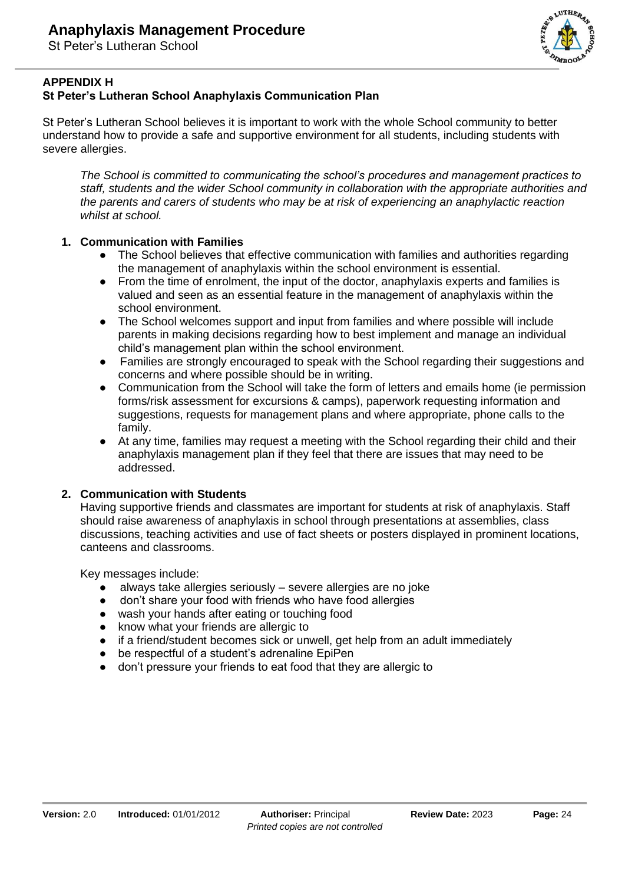## APPENDIX H
### St Peter's Lutheran School Anaphylaxis Communication Plan

St Peter's Lutheran School believes it is important to work with the whole School community to better understand how to provide a safe and supportive environment for all students, including students with severe allergies.

> *The School is committed to communicating the school's procedures and management practices to staff, students and the wider School community in collaboration with the appropriate authorities and the parents and carers of students who may be at risk of experiencing an anaphylactic reaction whilst at school.*

1. **Communication with Families**
   - The School believes that effective communication with families and authorities regarding the management of anaphylaxis within the school environment is essential.
   - From the time of enrolment, the input of the doctor, anaphylaxis experts and families is valued and seen as an essential feature in the management of anaphylaxis within the school environment.
   - The School welcomes support and input from families and where possible will include parents in making decisions regarding how to best implement and manage an individual child's management plan within the school environment.
   - Families are strongly encouraged to speak with the School regarding their suggestions and concerns and where possible should be in writing.
   - Communication from the School will take the form of letters and emails home (ie permission forms/risk assessment for excursions & camps), paperwork requesting information and suggestions, requests for management plans and where appropriate, phone calls to the family.
   - At any time, families may request a meeting with the School regarding their child and their anaphylaxis management plan if they feel that there are issues that may need to be addressed.

2. **Communication with Students**

   Having supportive friends and classmates are important for students at risk of anaphylaxis. Staff should raise awareness of anaphylaxis in school through presentations at assemblies, class discussions, teaching activities and use of fact sheets or posters displayed in prominent locations, canteens and classrooms.

   Key messages include:
   - always take allergies seriously – severe allergies are no joke
   - don't share your food with friends who have food allergies
   - wash your hands after eating or touching food
   - know what your friends are allergic to
   - if a friend/student becomes sick or unwell, get help from an adult immediately
   - be respectful of a student's adrenaline EpiPen
   - don't pressure your friends to eat food that they are allergic to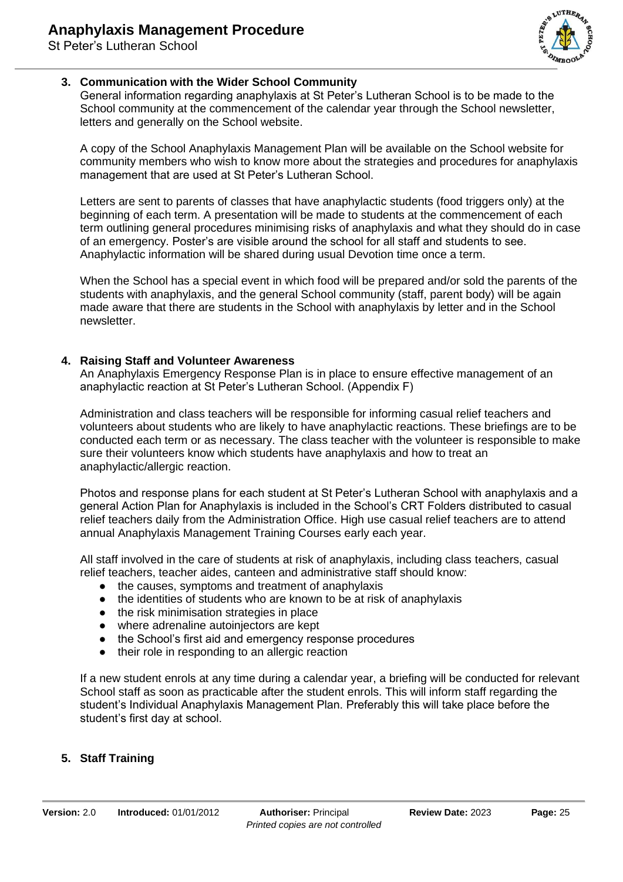### 3. Communication with the Wider School Community

General information regarding anaphylaxis at St Peter's Lutheran School is to be made to the School community at the commencement of the calendar year through the School newsletter, letters and generally on the School website.

A copy of the School Anaphylaxis Management Plan will be available on the School website for community members who wish to know more about the strategies and procedures for anaphylaxis management that are used at St Peter's Lutheran School.

Letters are sent to parents of classes that have anaphylactic students (food triggers only) at the beginning of each term. A presentation will be made to students at the commencement of each term outlining general procedures minimising risks of anaphylaxis and what they should do in case of an emergency. Poster's are visible around the school for all staff and students to see. Anaphylactic information will be shared during usual Devotion time once a term.

When the School has a special event in which food will be prepared and/or sold the parents of the students with anaphylaxis, and the general School community (staff, parent body) will be again made aware that there are students in the School with anaphylaxis by letter and in the School newsletter.

### 4. Raising Staff and Volunteer Awareness

An Anaphylaxis Emergency Response Plan is in place to ensure effective management of an anaphylactic reaction at St Peter's Lutheran School. (Appendix F)

Administration and class teachers will be responsible for informing casual relief teachers and volunteers about students who are likely to have anaphylactic reactions. These briefings are to be conducted each term or as necessary. The class teacher with the volunteer is responsible to make sure their volunteers know which students have anaphylaxis and how to treat an anaphylactic/allergic reaction.

Photos and response plans for each student at St Peter's Lutheran School with anaphylaxis and a general Action Plan for Anaphylaxis is included in the School's CRT Folders distributed to casual relief teachers daily from the Administration Office. High use casual relief teachers are to attend annual Anaphylaxis Management Training Courses early each year.

All staff involved in the care of students at risk of anaphylaxis, including class teachers, casual relief teachers, teacher aides, canteen and administrative staff should know:

- the causes, symptoms and treatment of anaphylaxis
- the identities of students who are known to be at risk of anaphylaxis
- the risk minimisation strategies in place
- where adrenaline autoinjectors are kept
- the School's first aid and emergency response procedures
- their role in responding to an allergic reaction

If a new student enrols at any time during a calendar year, a briefing will be conducted for relevant School staff as soon as practicable after the student enrols. This will inform staff regarding the student's Individual Anaphylaxis Management Plan. Preferably this will take place before the student's first day at school.

### 5. Staff Training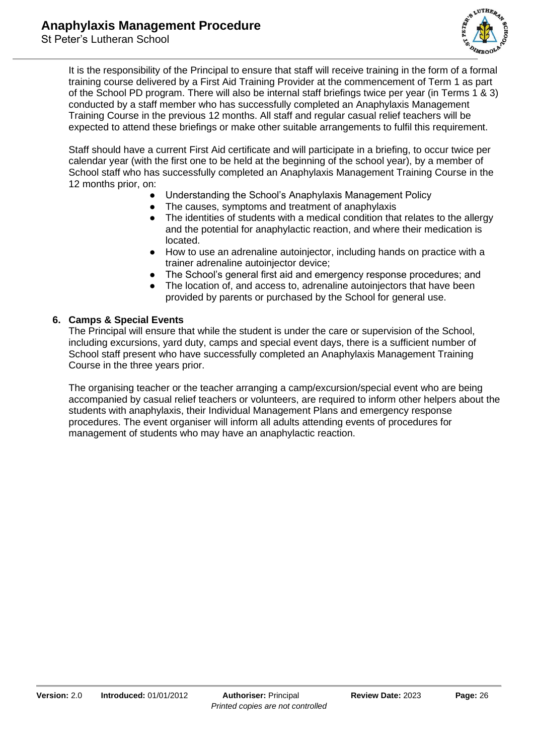It is the responsibility of the Principal to ensure that staff will receive training in the form of a formal training course delivered by a First Aid Training Provider at the commencement of Term 1 as part of the School PD program. There will also be internal staff briefings twice per year (in Terms 1 & 3) conducted by a staff member who has successfully completed an Anaphylaxis Management Training Course in the previous 12 months. All staff and regular casual relief teachers will be expected to attend these briefings or make other suitable arrangements to fulfil this requirement.

Staff should have a current First Aid certificate and will participate in a briefing, to occur twice per calendar year (with the first one to be held at the beginning of the school year), by a member of School staff who has successfully completed an Anaphylaxis Management Training Course in the 12 months prior, on:

- Understanding the School's Anaphylaxis Management Policy
- The causes, symptoms and treatment of anaphylaxis
- The identities of students with a medical condition that relates to the allergy and the potential for anaphylactic reaction, and where their medication is located.
- How to use an adrenaline autoinjector, including hands on practice with a trainer adrenaline autoinjector device;
- The School's general first aid and emergency response procedures; and
- The location of, and access to, adrenaline autoinjectors that have been provided by parents or purchased by the School for general use.

**6. Camps & Special Events**

The Principal will ensure that while the student is under the care or supervision of the School, including excursions, yard duty, camps and special event days, there is a sufficient number of School staff present who have successfully completed an Anaphylaxis Management Training Course in the three years prior.

The organising teacher or the teacher arranging a camp/excursion/special event who are being accompanied by casual relief teachers or volunteers, are required to inform other helpers about the students with anaphylaxis, their Individual Management Plans and emergency response procedures. The event organiser will inform all adults attending events of procedures for management of students who may have an anaphylactic reaction.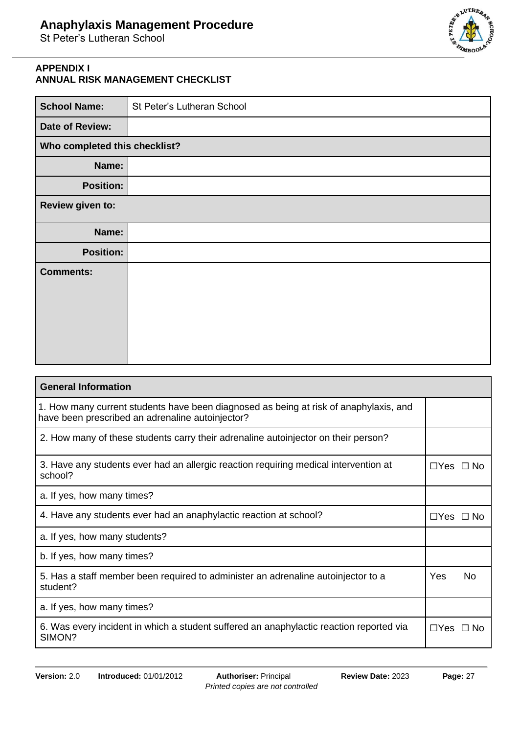**APPENDIX I**
**ANNUAL RISK MANAGEMENT CHECKLIST**

| **School Name:** | St Peter's Lutheran School |
|---|---|
| **Date of Review:** | |
| **Who completed this checklist?** | |
| **Name:** | |
| **Position:** | |
| **Review given to:** | |
| **Name:** | |
| **Position:** | |
| **Comments:** | |

| **General Information** | |
|---|---|
| 1. How many current students have been diagnosed as being at risk of anaphylaxis, and have been prescribed an adrenaline autoinjector? | |
| 2. How many of these students carry their adrenaline autoinjector on their person? | |
| 3. Have any students ever had an allergic reaction requiring medical intervention at school? | ☐Yes ☐ No |
| a. If yes, how many times? | |
| 4. Have any students ever had an anaphylactic reaction at school? | ☐Yes ☐ No |
| a. If yes, how many students? | |
| b. If yes, how many times? | |
| 5. Has a staff member been required to administer an adrenaline autoinjector to a student? | Yes No |
| a. If yes, how many times? | |
| 6. Was every incident in which a student suffered an anaphylactic reaction reported via SIMON? | ☐Yes ☐ No |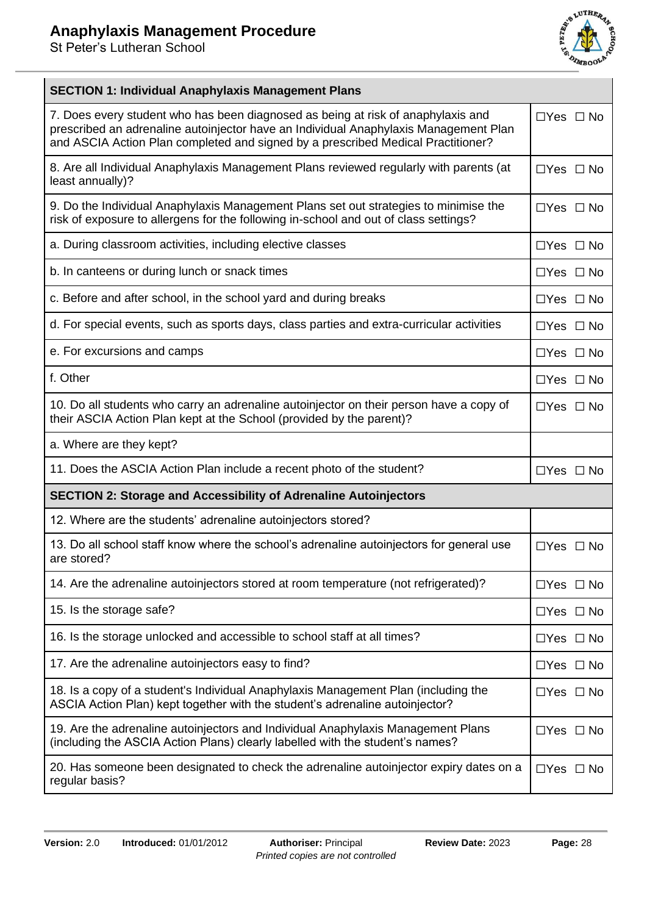| SECTION 1: Individual Anaphylaxis Management Plans | |
|---|---|
| 7. Does every student who has been diagnosed as being at risk of anaphylaxis and prescribed an adrenaline autoinjector have an Individual Anaphylaxis Management Plan and ASCIA Action Plan completed and signed by a prescribed Medical Practitioner? | ☐Yes ☐ No |
| 8. Are all Individual Anaphylaxis Management Plans reviewed regularly with parents (at least annually)? | ☐Yes ☐ No |
| 9. Do the Individual Anaphylaxis Management Plans set out strategies to minimise the risk of exposure to allergens for the following in-school and out of class settings? | ☐Yes ☐ No |
| a. During classroom activities, including elective classes | ☐Yes ☐ No |
| b. In canteens or during lunch or snack times | ☐Yes ☐ No |
| c. Before and after school, in the school yard and during breaks | ☐Yes ☐ No |
| d. For special events, such as sports days, class parties and extra-curricular activities | ☐Yes ☐ No |
| e. For excursions and camps | ☐Yes ☐ No |
| f. Other | ☐Yes ☐ No |
| 10. Do all students who carry an adrenaline autoinjector on their person have a copy of their ASCIA Action Plan kept at the School (provided by the parent)? | ☐Yes ☐ No |
| a. Where are they kept? | |
| 11. Does the ASCIA Action Plan include a recent photo of the student? | ☐Yes ☐ No |
| **SECTION 2: Storage and Accessibility of Adrenaline Autoinjectors** | |
| 12. Where are the students' adrenaline autoinjectors stored? | |
| 13. Do all school staff know where the school's adrenaline autoinjectors for general use are stored? | ☐Yes ☐ No |
| 14. Are the adrenaline autoinjectors stored at room temperature (not refrigerated)? | ☐Yes ☐ No |
| 15. Is the storage safe? | ☐Yes ☐ No |
| 16. Is the storage unlocked and accessible to school staff at all times? | ☐Yes ☐ No |
| 17. Are the adrenaline autoinjectors easy to find? | ☐Yes ☐ No |
| 18. Is a copy of a student's Individual Anaphylaxis Management Plan (including the ASCIA Action Plan) kept together with the student's adrenaline autoinjector? | ☐Yes ☐ No |
| 19. Are the adrenaline autoinjectors and Individual Anaphylaxis Management Plans (including the ASCIA Action Plans) clearly labelled with the student's names? | ☐Yes ☐ No |
| 20. Has someone been designated to check the adrenaline autoinjector expiry dates on a regular basis? | ☐Yes ☐ No |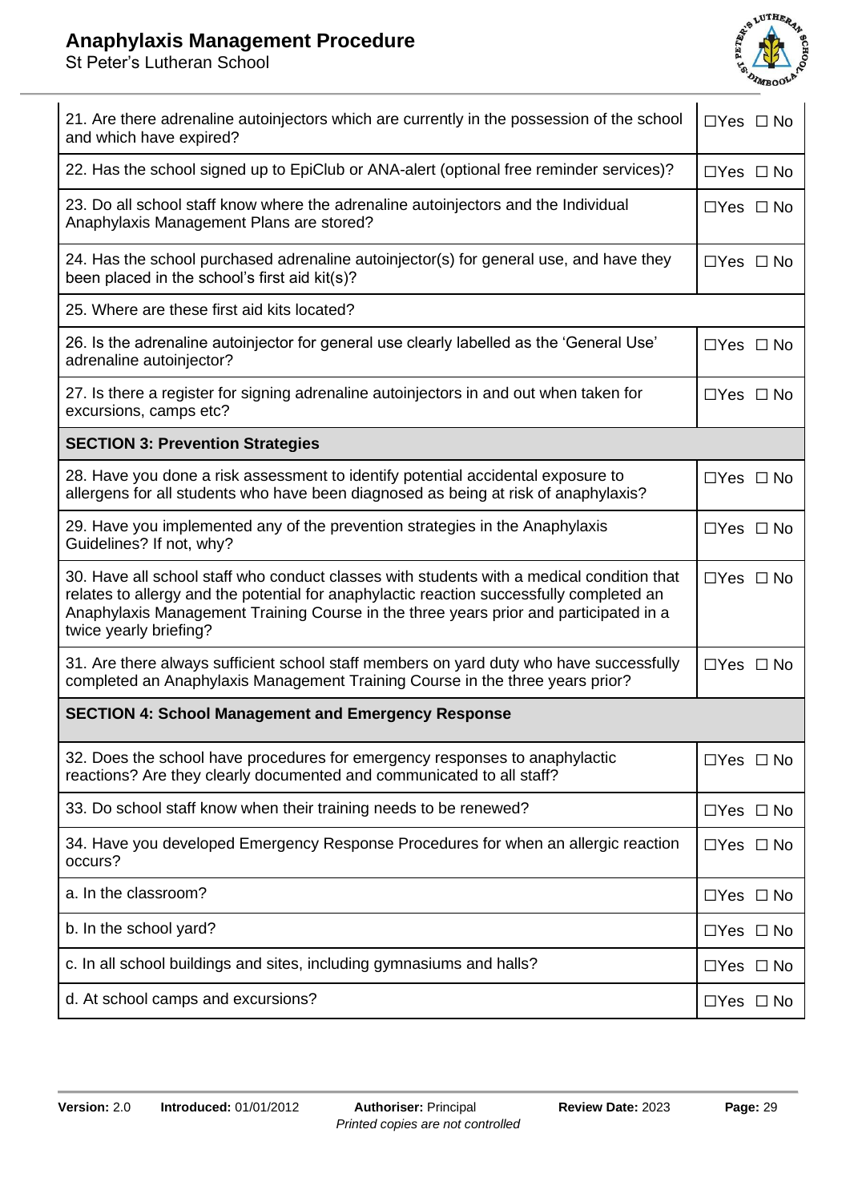| | |
|---|---|
| 21. Are there adrenaline autoinjectors which are currently in the possession of the school and which have expired? | ☐Yes ☐ No |
| 22. Has the school signed up to EpiClub or ANA-alert (optional free reminder services)? | ☐Yes ☐ No |
| 23. Do all school staff know where the adrenaline autoinjectors and the Individual Anaphylaxis Management Plans are stored? | ☐Yes ☐ No |
| 24. Has the school purchased adrenaline autoinjector(s) for general use, and have they been placed in the school's first aid kit(s)? | ☐Yes ☐ No |
| 25. Where are these first aid kits located? | |
| 26. Is the adrenaline autoinjector for general use clearly labelled as the 'General Use' adrenaline autoinjector? | ☐Yes ☐ No |
| 27. Is there a register for signing adrenaline autoinjectors in and out when taken for excursions, camps etc? | ☐Yes ☐ No |
| **SECTION 3: Prevention Strategies** | |
| 28. Have you done a risk assessment to identify potential accidental exposure to allergens for all students who have been diagnosed as being at risk of anaphylaxis? | ☐Yes ☐ No |
| 29. Have you implemented any of the prevention strategies in the Anaphylaxis Guidelines? If not, why? | ☐Yes ☐ No |
| 30. Have all school staff who conduct classes with students with a medical condition that relates to allergy and the potential for anaphylactic reaction successfully completed an Anaphylaxis Management Training Course in the three years prior and participated in a twice yearly briefing? | ☐Yes ☐ No |
| 31. Are there always sufficient school staff members on yard duty who have successfully completed an Anaphylaxis Management Training Course in the three years prior? | ☐Yes ☐ No |
| **SECTION 4: School Management and Emergency Response** | |
| 32. Does the school have procedures for emergency responses to anaphylactic reactions? Are they clearly documented and communicated to all staff? | ☐Yes ☐ No |
| 33. Do school staff know when their training needs to be renewed? | ☐Yes ☐ No |
| 34. Have you developed Emergency Response Procedures for when an allergic reaction occurs? | ☐Yes ☐ No |
| a. In the classroom? | ☐Yes ☐ No |
| b. In the school yard? | ☐Yes ☐ No |
| c. In all school buildings and sites, including gymnasiums and halls? | ☐Yes ☐ No |
| d. At school camps and excursions? | ☐Yes ☐ No |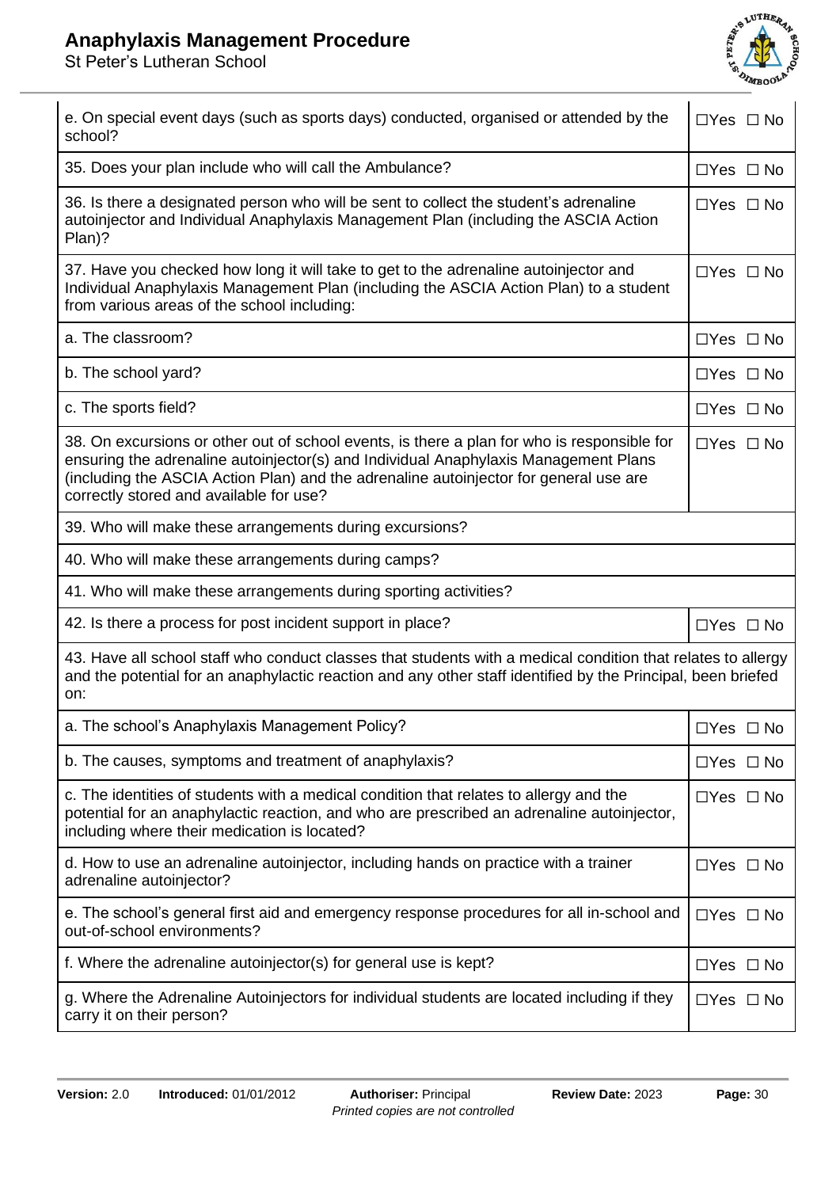| | |
|---|---|
| e. On special event days (such as sports days) conducted, organised or attended by the school? | ☐Yes ☐ No |
| 35. Does your plan include who will call the Ambulance? | ☐Yes ☐ No |
| 36. Is there a designated person who will be sent to collect the student's adrenaline autoinjector and Individual Anaphylaxis Management Plan (including the ASCIA Action Plan)? | ☐Yes ☐ No |
| 37. Have you checked how long it will take to get to the adrenaline autoinjector and Individual Anaphylaxis Management Plan (including the ASCIA Action Plan) to a student from various areas of the school including: | ☐Yes ☐ No |
| a. The classroom? | ☐Yes ☐ No |
| b. The school yard? | ☐Yes ☐ No |
| c. The sports field? | ☐Yes ☐ No |
| 38. On excursions or other out of school events, is there a plan for who is responsible for ensuring the adrenaline autoinjector(s) and Individual Anaphylaxis Management Plans (including the ASCIA Action Plan) and the adrenaline autoinjector for general use are correctly stored and available for use? | ☐Yes ☐ No |
| 39. Who will make these arrangements during excursions? | |
| 40. Who will make these arrangements during camps? | |
| 41. Who will make these arrangements during sporting activities? | |
| 42. Is there a process for post incident support in place? | ☐Yes ☐ No |
| 43. Have all school staff who conduct classes that students with a medical condition that relates to allergy and the potential for an anaphylactic reaction and any other staff identified by the Principal, been briefed on: | |
| a. The school's Anaphylaxis Management Policy? | ☐Yes ☐ No |
| b. The causes, symptoms and treatment of anaphylaxis? | ☐Yes ☐ No |
| c. The identities of students with a medical condition that relates to allergy and the potential for an anaphylactic reaction, and who are prescribed an adrenaline autoinjector, including where their medication is located? | ☐Yes ☐ No |
| d. How to use an adrenaline autoinjector, including hands on practice with a trainer adrenaline autoinjector? | ☐Yes ☐ No |
| e. The school's general first aid and emergency response procedures for all in-school and out-of-school environments? | ☐Yes ☐ No |
| f. Where the adrenaline autoinjector(s) for general use is kept? | ☐Yes ☐ No |
| g. Where the Adrenaline Autoinjectors for individual students are located including if they carry it on their person? | ☐Yes ☐ No |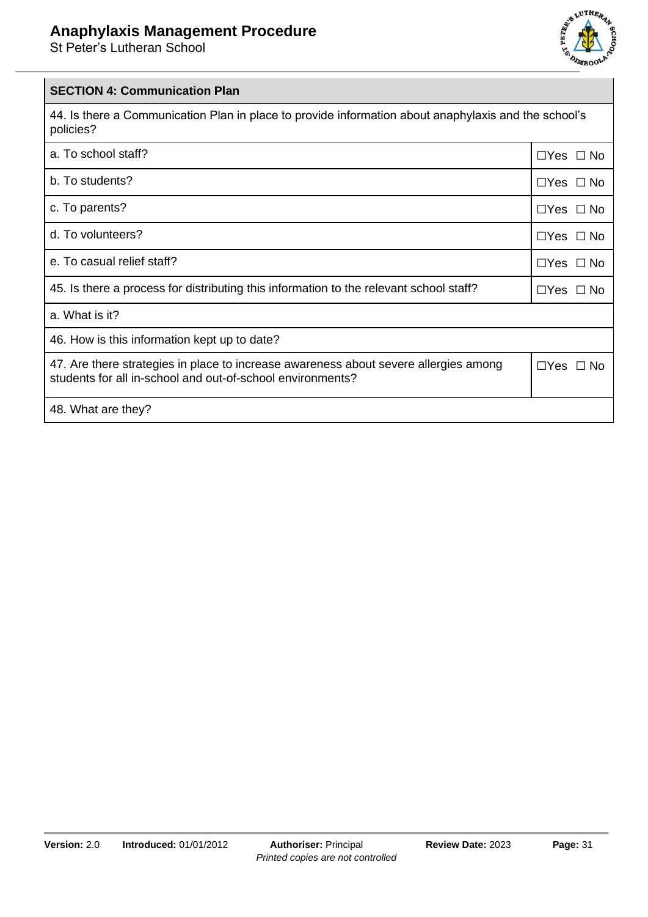| SECTION 4: Communication Plan | |
|---|---|
| 44. Is there a Communication Plan in place to provide information about anaphylaxis and the school's policies? | |
| a. To school staff? | ☐Yes ☐ No |
| b. To students? | ☐Yes ☐ No |
| c. To parents? | ☐Yes ☐ No |
| d. To volunteers? | ☐Yes ☐ No |
| e. To casual relief staff? | ☐Yes ☐ No |
| 45. Is there a process for distributing this information to the relevant school staff? | ☐Yes ☐ No |
| a. What is it? | |
| 46. How is this information kept up to date? | |
| 47. Are there strategies in place to increase awareness about severe allergies among students for all in-school and out-of-school environments? | ☐Yes ☐ No |
| 48. What are they? | |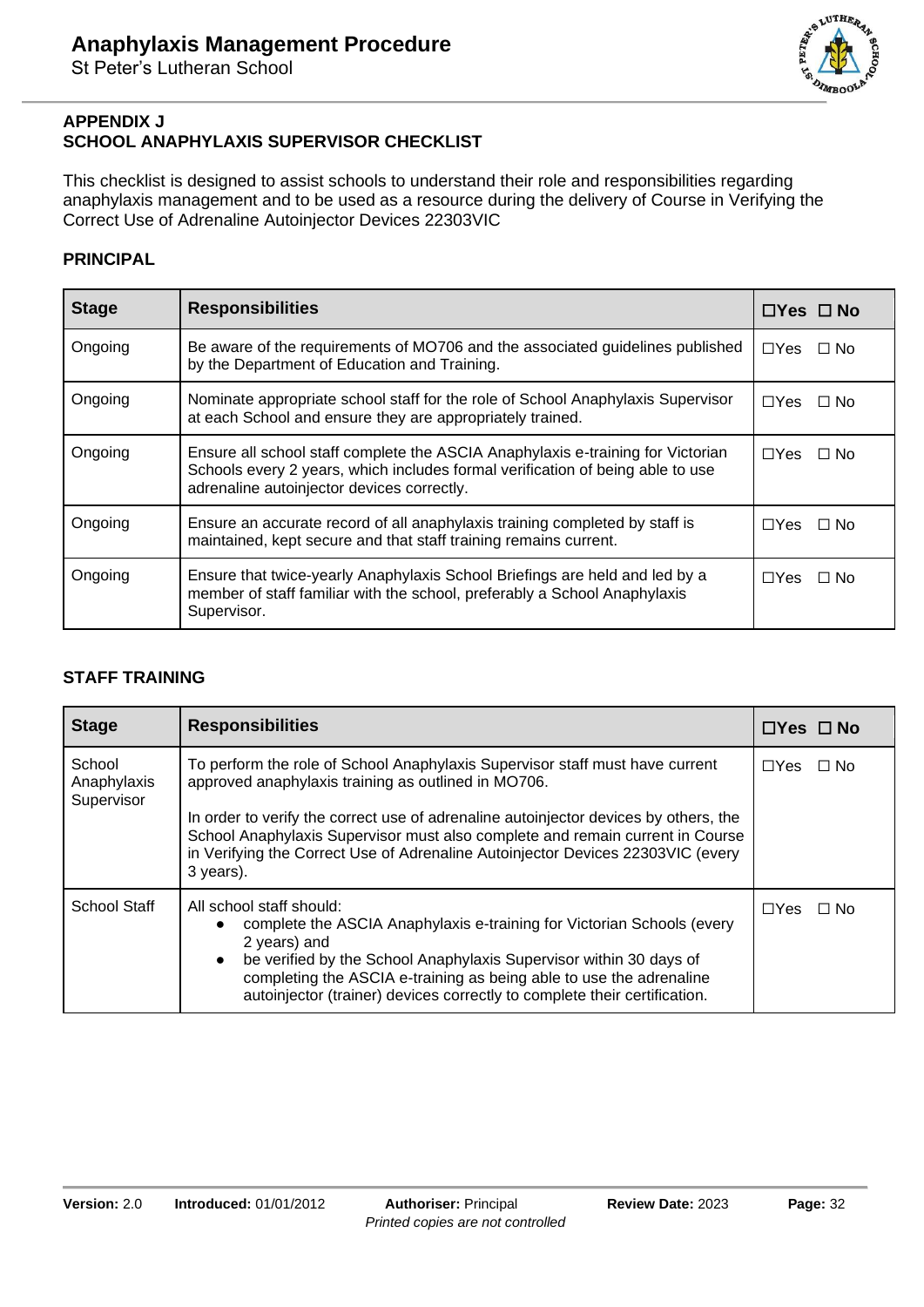## APPENDIX J
## SCHOOL ANAPHYLAXIS SUPERVISOR CHECKLIST

This checklist is designed to assist schools to understand their role and responsibilities regarding anaphylaxis management and to be used as a resource during the delivery of Course in Verifying the Correct Use of Adrenaline Autoinjector Devices 22303VIC

### PRINCIPAL

| Stage | Responsibilities | ☐Yes ☐ No |
|---|---|---|
| Ongoing | Be aware of the requirements of MO706 and the associated guidelines published by the Department of Education and Training. | ☐Yes ☐ No |
| Ongoing | Nominate appropriate school staff for the role of School Anaphylaxis Supervisor at each School and ensure they are appropriately trained. | ☐Yes ☐ No |
| Ongoing | Ensure all school staff complete the ASCIA Anaphylaxis e-training for Victorian Schools every 2 years, which includes formal verification of being able to use adrenaline autoinjector devices correctly. | ☐Yes ☐ No |
| Ongoing | Ensure an accurate record of all anaphylaxis training completed by staff is maintained, kept secure and that staff training remains current. | ☐Yes ☐ No |
| Ongoing | Ensure that twice-yearly Anaphylaxis School Briefings are held and led by a member of staff familiar with the school, preferably a School Anaphylaxis Supervisor. | ☐Yes ☐ No |

### STAFF TRAINING

| Stage | Responsibilities | ☐Yes ☐ No |
|---|---|---|
| School Anaphylaxis Supervisor | To perform the role of School Anaphylaxis Supervisor staff must have current approved anaphylaxis training as outlined in MO706.<br><br>In order to verify the correct use of adrenaline autoinjector devices by others, the School Anaphylaxis Supervisor must also complete and remain current in Course in Verifying the Correct Use of Adrenaline Autoinjector Devices 22303VIC (every 3 years). | ☐Yes ☐ No |
| School Staff | All school staff should:<br>• complete the ASCIA Anaphylaxis e-training for Victorian Schools (every 2 years) and<br>• be verified by the School Anaphylaxis Supervisor within 30 days of completing the ASCIA e-training as being able to use the adrenaline autoinjector (trainer) devices correctly to complete their certification. | ☐Yes ☐ No |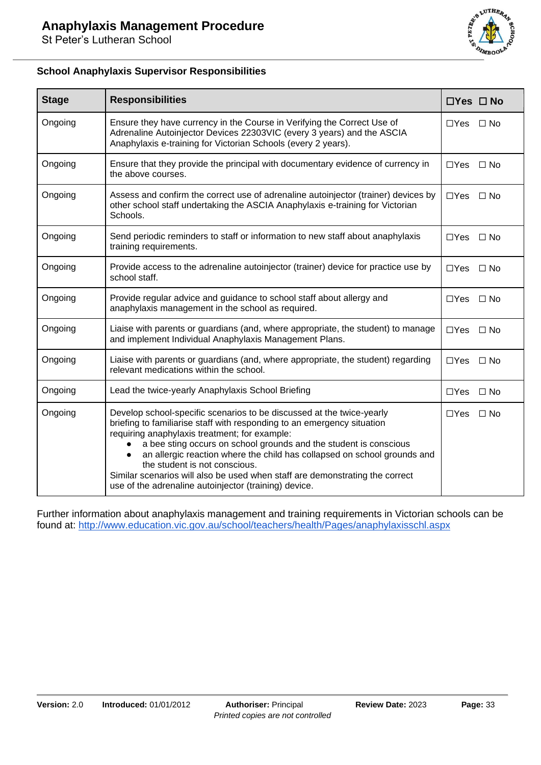### School Anaphylaxis Supervisor Responsibilities

| Stage | Responsibilities | ☐Yes ☐ No |
|---|---|---|
| Ongoing | Ensure they have currency in the Course in Verifying the Correct Use of Adrenaline Autoinjector Devices 22303VIC (every 3 years) and the ASCIA Anaphylaxis e-training for Victorian Schools (every 2 years). | ☐Yes ☐ No |
| Ongoing | Ensure that they provide the principal with documentary evidence of currency in the above courses. | ☐Yes ☐ No |
| Ongoing | Assess and confirm the correct use of adrenaline autoinjector (trainer) devices by other school staff undertaking the ASCIA Anaphylaxis e-training for Victorian Schools. | ☐Yes ☐ No |
| Ongoing | Send periodic reminders to staff or information to new staff about anaphylaxis training requirements. | ☐Yes ☐ No |
| Ongoing | Provide access to the adrenaline autoinjector (trainer) device for practice use by school staff. | ☐Yes ☐ No |
| Ongoing | Provide regular advice and guidance to school staff about allergy and anaphylaxis management in the school as required. | ☐Yes ☐ No |
| Ongoing | Liaise with parents or guardians (and, where appropriate, the student) to manage and implement Individual Anaphylaxis Management Plans. | ☐Yes ☐ No |
| Ongoing | Liaise with parents or guardians (and, where appropriate, the student) regarding relevant medications within the school. | ☐Yes ☐ No |
| Ongoing | Lead the twice-yearly Anaphylaxis School Briefing | ☐Yes ☐ No |
| Ongoing | Develop school-specific scenarios to be discussed at the twice-yearly briefing to familiarise staff with responding to an emergency situation requiring anaphylaxis treatment; for example: <br>● a bee sting occurs on school grounds and the student is conscious <br>● an allergic reaction where the child has collapsed on school grounds and the student is not conscious. <br>Similar scenarios will also be used when staff are demonstrating the correct use of the adrenaline autoinjector (training) device. | ☐Yes ☐ No |

Further information about anaphylaxis management and training requirements in Victorian schools can be found at: http://www.education.vic.gov.au/school/teachers/health/Pages/anaphylaxisschl.aspx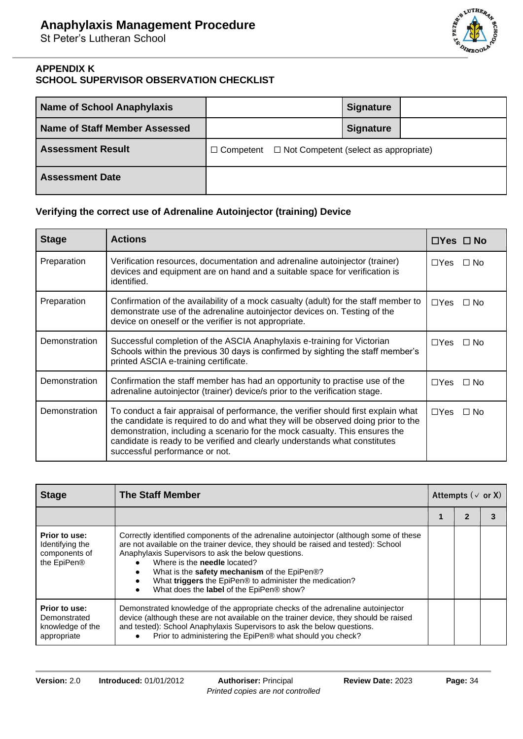**APPENDIX K**
**SCHOOL SUPERVISOR OBSERVATION CHECKLIST**

| **Name of School Anaphylaxis** | | **Signature** | |
|---|---|---|---|
| **Name of Staff Member Assessed** | | **Signature** | |
| **Assessment Result** | ☐ Competent ☐ Not Competent (select as appropriate) | | |
| **Assessment Date** | | | |

### Verifying the correct use of Adrenaline Autoinjector (training) Device

| Stage | Actions | ☐Yes ☐ No |
|---|---|---|
| Preparation | Verification resources, documentation and adrenaline autoinjector (trainer) devices and equipment are on hand and a suitable space for verification is identified. | ☐Yes ☐ No |
| Preparation | Confirmation of the availability of a mock casualty (adult) for the staff member to demonstrate use of the adrenaline autoinjector devices on. Testing of the device on oneself or the verifier is not appropriate. | ☐Yes ☐ No |
| Demonstration | Successful completion of the ASCIA Anaphylaxis e-training for Victorian Schools within the previous 30 days is confirmed by sighting the staff member's printed ASCIA e-training certificate. | ☐Yes ☐ No |
| Demonstration | Confirmation the staff member has had an opportunity to practise use of the adrenaline autoinjector (trainer) device/s prior to the verification stage. | ☐Yes ☐ No |
| Demonstration | To conduct a fair appraisal of performance, the verifier should first explain what the candidate is required to do and what they will be observed doing prior to the demonstration, including a scenario for the mock casualty. This ensures the candidate is ready to be verified and clearly understands what constitutes successful performance or not. | ☐Yes ☐ No |

| Stage | The Staff Member | Attempts (✓ or X) | | |
|---|---|---|---|---|
| | | 1 | 2 | 3 |
| **Prior to use:** Identifying the components of the EpiPen® | Correctly identified components of the adrenaline autoinjector (although some of these are not available on the trainer device, they should be raised and tested): School Anaphylaxis Supervisors to ask the below questions.<br>• Where is the **needle** located?<br>• What is the **safety mechanism** of the EpiPen®?<br>• What **triggers** the EpiPen® to administer the medication?<br>• What does the **label** of the EpiPen® show? | | | |
| **Prior to use:** Demonstrated knowledge of the appropriate | Demonstrated knowledge of the appropriate checks of the adrenaline autoinjector device (although these are not available on the trainer device, they should be raised and tested): School Anaphylaxis Supervisors to ask the below questions.<br>• Prior to administering the EpiPen® what should you check? | | | |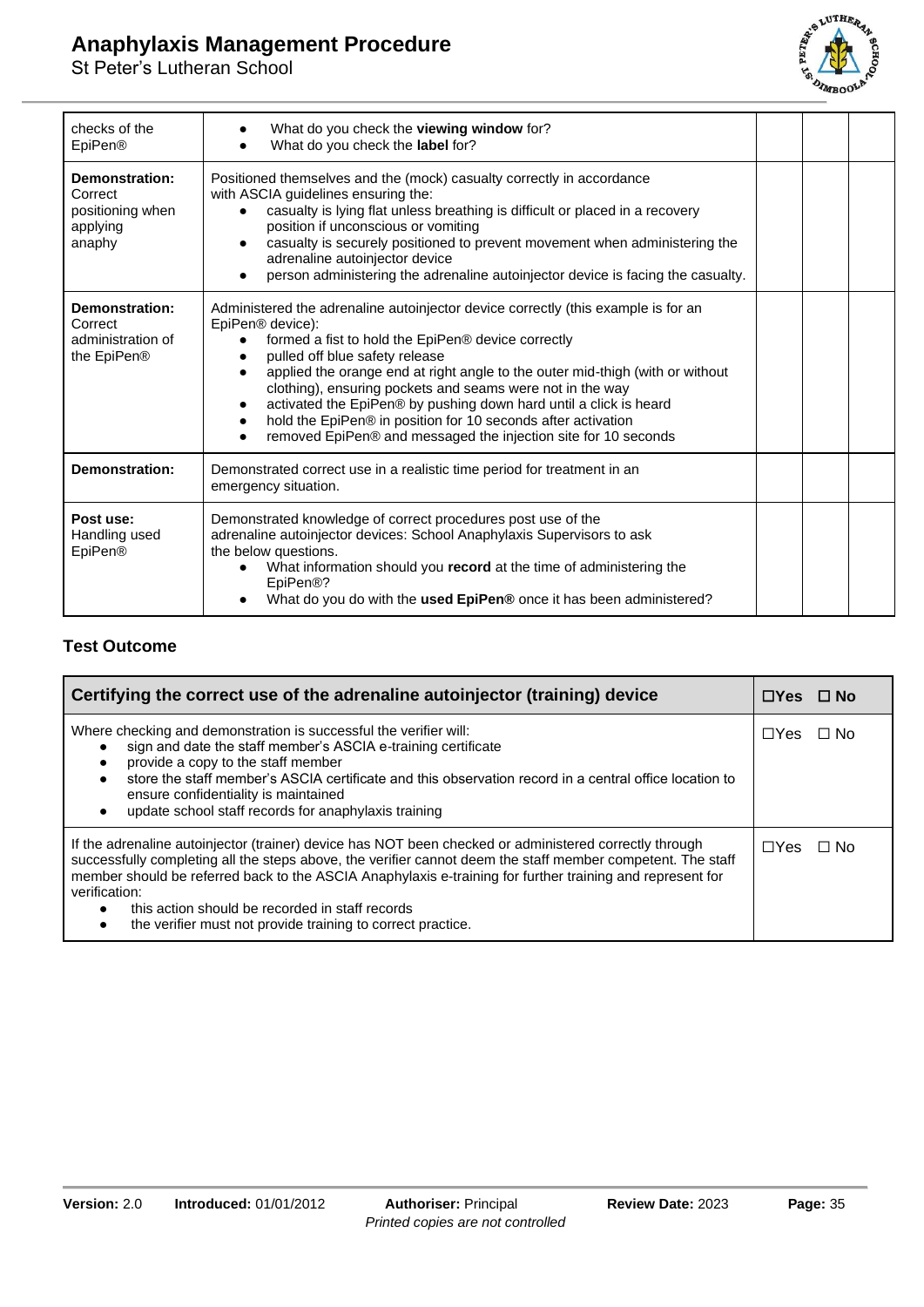| | | | | |
|---|---|---|---|---|
| checks of the EpiPen® | • What do you check the **viewing window** for?<br>• What do you check the **label** for? | | | |
| **Demonstration:** Correct positioning when applying anaphy | Positioned themselves and the (mock) casualty correctly in accordance with ASCIA guidelines ensuring the:<br>• casualty is lying flat unless breathing is difficult or placed in a recovery position if unconscious or vomiting<br>• casualty is securely positioned to prevent movement when administering the adrenaline autoinjector device<br>• person administering the adrenaline autoinjector device is facing the casualty. | | | |
| **Demonstration:** Correct administration of the EpiPen® | Administered the adrenaline autoinjector device correctly (this example is for an EpiPen® device):<br>• formed a fist to hold the EpiPen® device correctly<br>• pulled off blue safety release<br>• applied the orange end at right angle to the outer mid-thigh (with or without clothing), ensuring pockets and seams were not in the way<br>• activated the EpiPen® by pushing down hard until a click is heard<br>• hold the EpiPen® in position for 10 seconds after activation<br>• removed EpiPen® and messaged the injection site for 10 seconds | | | |
| **Demonstration:** | Demonstrated correct use in a realistic time period for treatment in an emergency situation. | | | |
| **Post use:** Handling used EpiPen® | Demonstrated knowledge of correct procedures post use of the adrenaline autoinjector devices: School Anaphylaxis Supervisors to ask the below questions.<br>• What information should you **record** at the time of administering the EpiPen®?<br>• What do you do with the **used EpiPen®** once it has been administered? | | | |

### Test Outcome

| **Certifying the correct use of the adrenaline autoinjector (training) device** | **☐Yes ☐ No** |
|---|---|
| Where checking and demonstration is successful the verifier will:<br>• sign and date the staff member's ASCIA e-training certificate<br>• provide a copy to the staff member<br>• store the staff member's ASCIA certificate and this observation record in a central office location to ensure confidentiality is maintained<br>• update school staff records for anaphylaxis training | ☐Yes ☐ No |
| If the adrenaline autoinjector (trainer) device has NOT been checked or administered correctly through successfully completing all the steps above, the verifier cannot deem the staff member competent. The staff member should be referred back to the ASCIA Anaphylaxis e-training for further training and represent for verification:<br>• this action should be recorded in staff records<br>• the verifier must not provide training to correct practice. | ☐Yes ☐ No |